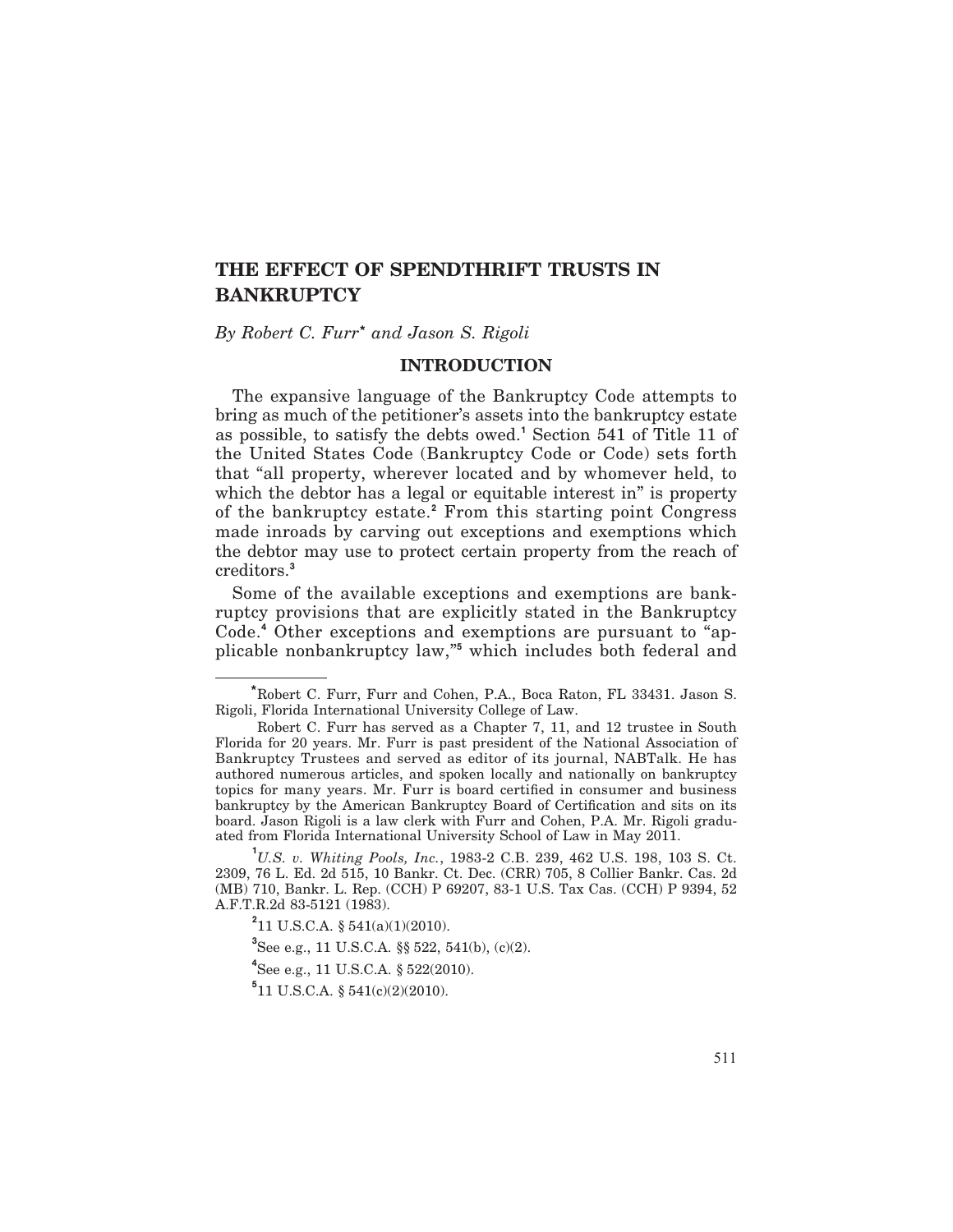# THE EFFECT OF SPENDTHRIFT TRUSTS IN BANKRUPTCY

*By Robert C. Furr\* and Jason S. Rigoli*

## INTRODUCTION

The expansive language of the Bankruptcy Code attempts to bring as much of the petitioner's assets into the bankruptcy estate as possible, to satisfy the debts owed.[1] Section 541 of Title 11 of the United States Code (Bankruptcy Code or Code) sets forth that "all property, wherever located and by whomever held, to which the debtor has a legal or equitable interest in" is property of the bankruptcy estate.[2] From this starting point Congress made inroads by carving out exceptions and exemptions which the debtor may use to protect certain property from the reach of creditors.[3]

Some of the available exceptions and exemptions are bankruptcy provisions that are explicitly stated in the Bankruptcy Code.[4] Other exceptions and exemptions are pursuant to "applicable nonbankruptcy law,"[5] which includes both federal and

---

\*Robert C. Furr, Furr and Cohen, P.A., Boca Raton, FL 33431. Jason S. Rigoli, Florida International University College of Law.

Robert C. Furr has served as a Chapter 7, 11, and 12 trustee in South Florida for 20 years. Mr. Furr is past president of the National Association of Bankruptcy Trustees and served as editor of its journal, NABTalk. He has authored numerous articles, and spoken locally and nationally on bankruptcy topics for many years. Mr. Furr is board certified in consumer and business bankruptcy by the American Bankruptcy Board of Certification and sits on its board. Jason Rigoli is a law clerk with Furr and Cohen, P.A. Mr. Rigoli graduated from Florida International University School of Law in May 2011.

[1] *U.S. v. Whiting Pools, Inc.*, 1983-2 C.B. 239, 462 U.S. 198, 103 S. Ct. 2309, 76 L. Ed. 2d 515, 10 Bankr. Ct. Dec. (CRR) 705, 8 Collier Bankr. Cas. 2d (MB) 710, Bankr. L. Rep. (CCH) P 69207, 83-1 U.S. Tax Cas. (CCH) P 9394, 52 A.F.T.R.2d 83-5121 (1983).

[2] 11 U.S.C.A. § 541(a)(1)(2010).

[3] See e.g., 11 U.S.C.A. §§ 522, 541(b), (c)(2).

[4] See e.g., 11 U.S.C.A. § 522(2010).

[5] 11 U.S.C.A. § 541(c)(2)(2010).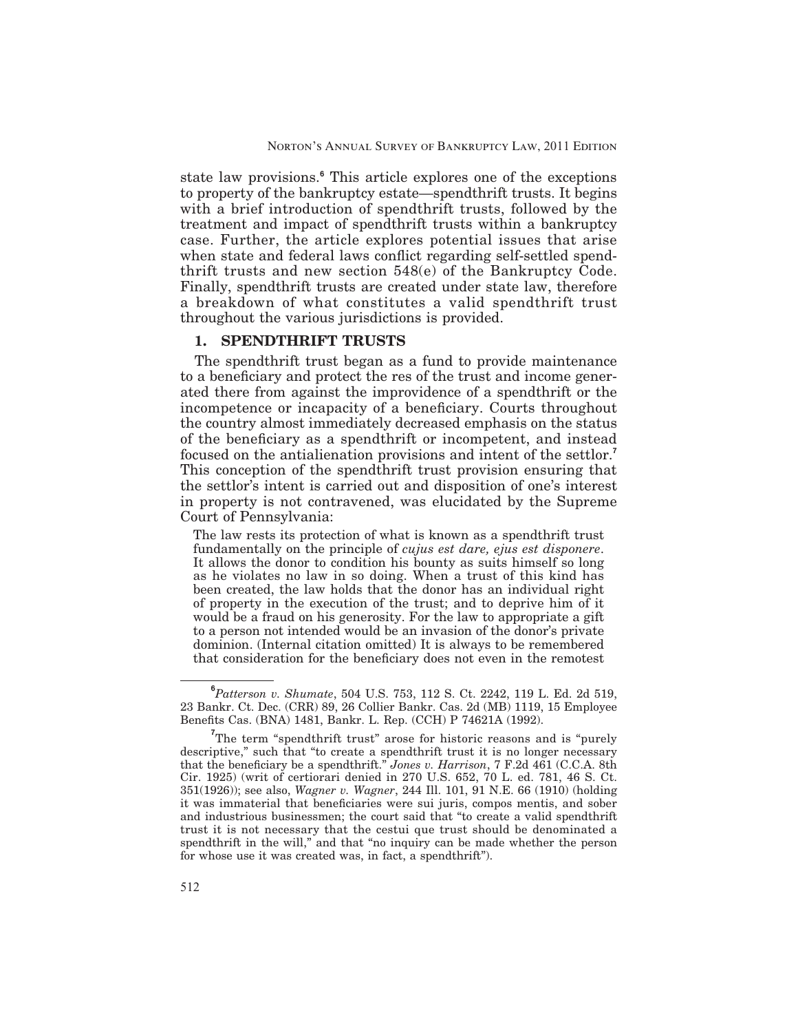state law provisions.[6] This article explores one of the exceptions to property of the bankruptcy estate—spendthrift trusts. It begins with a brief introduction of spendthrift trusts, followed by the treatment and impact of spendthrift trusts within a bankruptcy case. Further, the article explores potential issues that arise when state and federal laws conflict regarding self-settled spendthrift trusts and new section 548(e) of the Bankruptcy Code. Finally, spendthrift trusts are created under state law, therefore a breakdown of what constitutes a valid spendthrift trust throughout the various jurisdictions is provided.

## 1. SPENDTHRIFT TRUSTS

The spendthrift trust began as a fund to provide maintenance to a beneficiary and protect the res of the trust and income generated there from against the improvidence of a spendthrift or the incompetence or incapacity of a beneficiary. Courts throughout the country almost immediately decreased emphasis on the status of the beneficiary as a spendthrift or incompetent, and instead focused on the antialienation provisions and intent of the settlor.[7] This conception of the spendthrift trust provision ensuring that the settlor's intent is carried out and disposition of one's interest in property is not contravened, was elucidated by the Supreme Court of Pennsylvania:

> The law rests its protection of what is known as a spendthrift trust fundamentally on the principle of *cujus est dare, ejus est disponere*. It allows the donor to condition his bounty as suits himself so long as he violates no law in so doing. When a trust of this kind has been created, the law holds that the donor has an individual right of property in the execution of the trust; and to deprive him of it would be a fraud on his generosity. For the law to appropriate a gift to a person not intended would be an invasion of the donor's private dominion. (Internal citation omitted) It is always to be remembered that consideration for the beneficiary does not even in the remotest

---

[6] *Patterson v. Shumate*, 504 U.S. 753, 112 S. Ct. 2242, 119 L. Ed. 2d 519, 23 Bankr. Ct. Dec. (CRR) 89, 26 Collier Bankr. Cas. 2d (MB) 1119, 15 Employee Benefits Cas. (BNA) 1481, Bankr. L. Rep. (CCH) P 74621A (1992).

[7] The term "spendthrift trust" arose for historic reasons and is "purely descriptive," such that "to create a spendthrift trust it is no longer necessary that the beneficiary be a spendthrift." *Jones v. Harrison*, 7 F.2d 461 (C.C.A. 8th Cir. 1925) (writ of certiorari denied in 270 U.S. 652, 70 L. ed. 781, 46 S. Ct. 351(1926)); see also, *Wagner v. Wagner*, 244 Ill. 101, 91 N.E. 66 (1910) (holding it was immaterial that beneficiaries were sui juris, compos mentis, and sober and industrious businessmen; the court said that "to create a valid spendthrift trust it is not necessary that the cestui que trust should be denominated a spendthrift in the will," and that "no inquiry can be made whether the person for whose use it was created was, in fact, a spendthrift").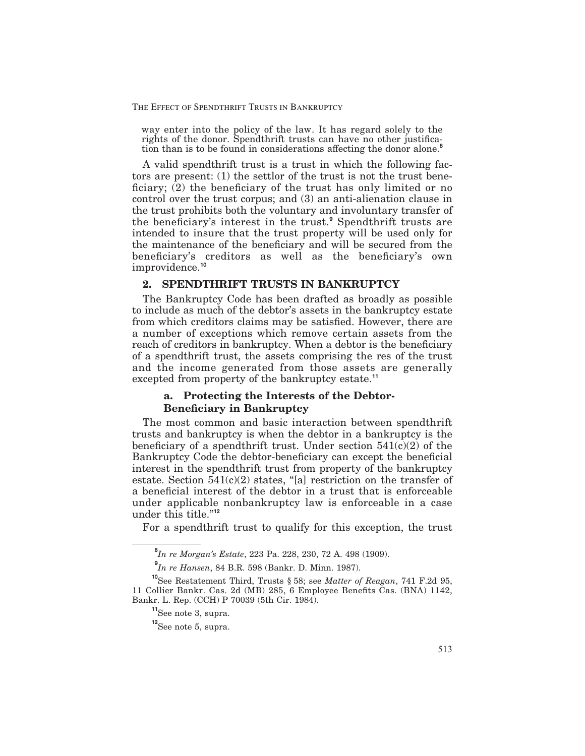way enter into the policy of the law. It has regard solely to the rights of the donor. Spendthrift trusts can have no other justification than is to be found in considerations affecting the donor alone.[8]

A valid spendthrift trust is a trust in which the following factors are present: (1) the settlor of the trust is not the trust beneficiary; (2) the beneficiary of the trust has only limited or no control over the trust corpus; and (3) an anti-alienation clause in the trust prohibits both the voluntary and involuntary transfer of the beneficiary's interest in the trust.[9] Spendthrift trusts are intended to insure that the trust property will be used only for the maintenance of the beneficiary and will be secured from the beneficiary's creditors as well as the beneficiary's own improvidence.[10]

## 2. SPENDTHRIFT TRUSTS IN BANKRUPTCY

The Bankruptcy Code has been drafted as broadly as possible to include as much of the debtor's assets in the bankruptcy estate from which creditors claims may be satisfied. However, there are a number of exceptions which remove certain assets from the reach of creditors in bankruptcy. When a debtor is the beneficiary of a spendthrift trust, the assets comprising the res of the trust and the income generated from those assets are generally excepted from property of the bankruptcy estate.[11]

### a. Protecting the Interests of the Debtor-Beneficiary in Bankruptcy

The most common and basic interaction between spendthrift trusts and bankruptcy is when the debtor in a bankruptcy is the beneficiary of a spendthrift trust. Under section 541(c)(2) of the Bankruptcy Code the debtor-beneficiary can except the beneficial interest in the spendthrift trust from property of the bankruptcy estate. Section 541(c)(2) states, "[a] restriction on the transfer of a beneficial interest of the debtor in a trust that is enforceable under applicable nonbankruptcy law is enforceable in a case under this title."[12]

For a spendthrift trust to qualify for this exception, the trust

---

[8] *In re Morgan's Estate*, 223 Pa. 228, 230, 72 A. 498 (1909).

[9] *In re Hansen*, 84 B.R. 598 (Bankr. D. Minn. 1987).

[10] See Restatement Third, Trusts § 58; see *Matter of Reagan*, 741 F.2d 95, 11 Collier Bankr. Cas. 2d (MB) 285, 6 Employee Benefits Cas. (BNA) 1142, Bankr. L. Rep. (CCH) P 70039 (5th Cir. 1984).

[11] See note 3, supra.

[12] See note 5, supra.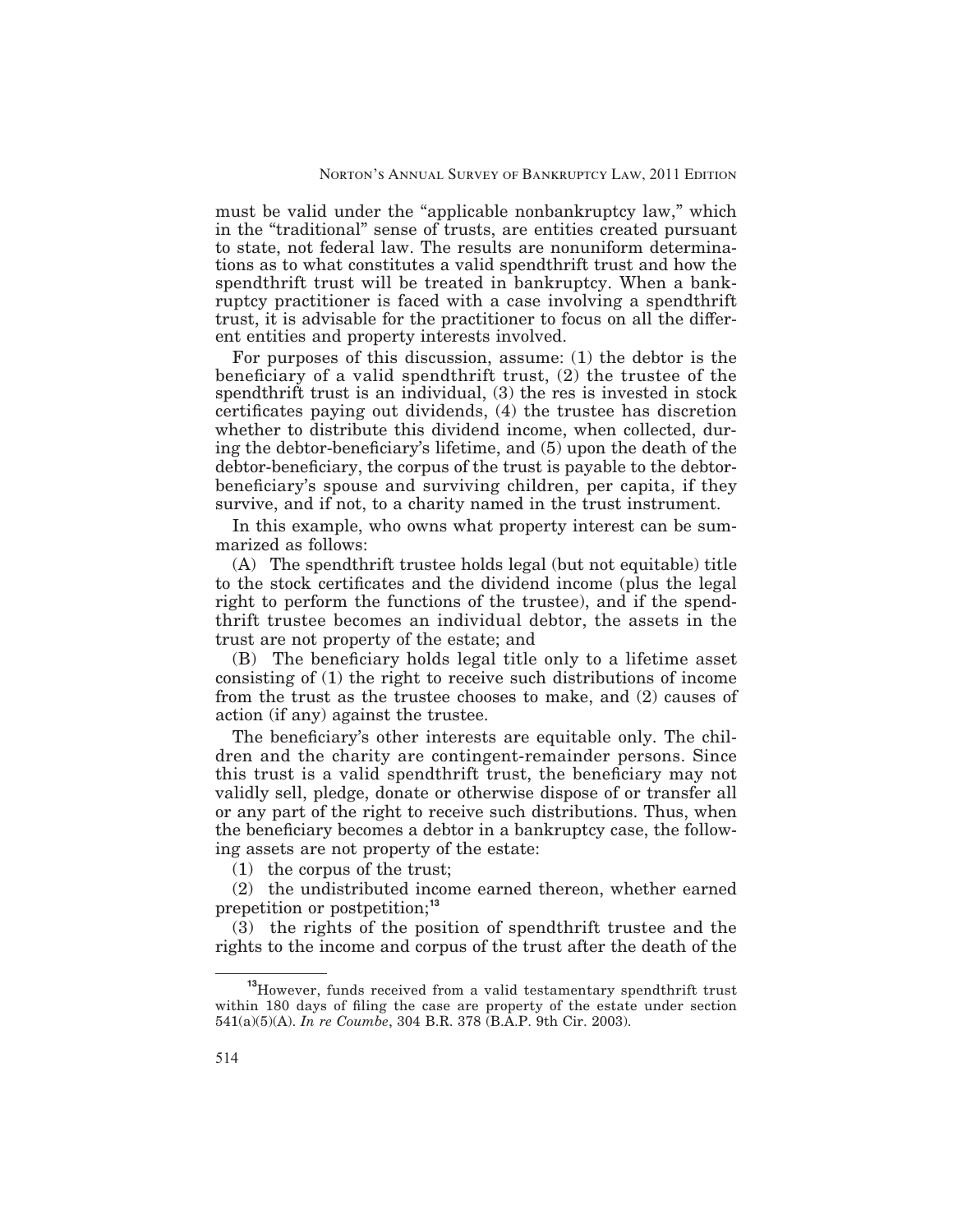must be valid under the "applicable nonbankruptcy law," which in the "traditional" sense of trusts, are entities created pursuant to state, not federal law. The results are nonuniform determinations as to what constitutes a valid spendthrift trust and how the spendthrift trust will be treated in bankruptcy. When a bankruptcy practitioner is faced with a case involving a spendthrift trust, it is advisable for the practitioner to focus on all the different entities and property interests involved.

For purposes of this discussion, assume: (1) the debtor is the beneficiary of a valid spendthrift trust, (2) the trustee of the spendthrift trust is an individual, (3) the res is invested in stock certificates paying out dividends, (4) the trustee has discretion whether to distribute this dividend income, when collected, during the debtor-beneficiary's lifetime, and (5) upon the death of the debtor-beneficiary, the corpus of the trust is payable to the debtor-beneficiary's spouse and surviving children, per capita, if they survive, and if not, to a charity named in the trust instrument.

In this example, who owns what property interest can be summarized as follows:

(A) The spendthrift trustee holds legal (but not equitable) title to the stock certificates and the dividend income (plus the legal right to perform the functions of the trustee), and if the spendthrift trustee becomes an individual debtor, the assets in the trust are not property of the estate; and

(B) The beneficiary holds legal title only to a lifetime asset consisting of (1) the right to receive such distributions of income from the trust as the trustee chooses to make, and (2) causes of action (if any) against the trustee.

The beneficiary's other interests are equitable only. The children and the charity are contingent-remainder persons. Since this trust is a valid spendthrift trust, the beneficiary may not validly sell, pledge, donate or otherwise dispose of or transfer all or any part of the right to receive such distributions. Thus, when the beneficiary becomes a debtor in a bankruptcy case, the following assets are not property of the estate:

(1) the corpus of the trust;

(2) the undistributed income earned thereon, whether earned prepetition or postpetition;[13]

(3) the rights of the position of spendthrift trustee and the rights to the income and corpus of the trust after the death of the

[13] However, funds received from a valid testamentary spendthrift trust within 180 days of filing the case are property of the estate under section 541(a)(5)(A). *In re Coumbe*, 304 B.R. 378 (B.A.P. 9th Cir. 2003).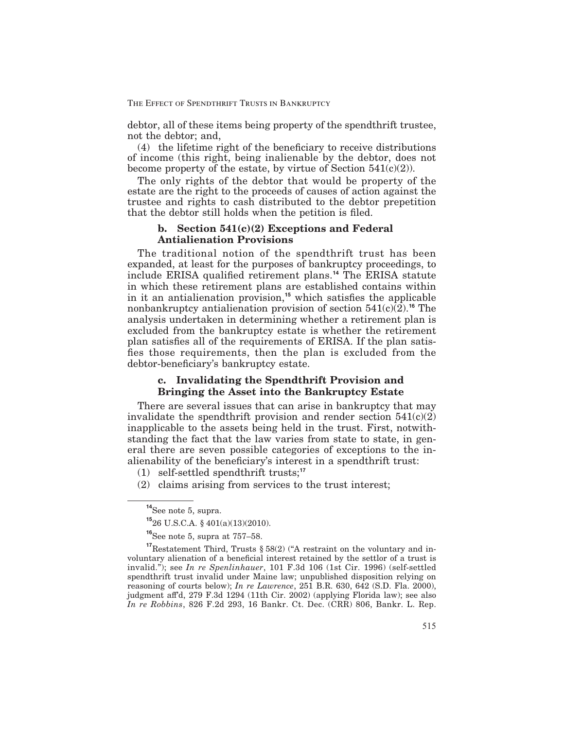debtor, all of these items being property of the spendthrift trustee, not the debtor; and,

(4) the lifetime right of the beneficiary to receive distributions of income (this right, being inalienable by the debtor, does not become property of the estate, by virtue of Section 541(c)(2)).

The only rights of the debtor that would be property of the estate are the right to the proceeds of causes of action against the trustee and rights to cash distributed to the debtor prepetition that the debtor still holds when the petition is filed.

### b. Section 541(c)(2) Exceptions and Federal Antialienation Provisions

The traditional notion of the spendthrift trust has been expanded, at least for the purposes of bankruptcy proceedings, to include ERISA qualified retirement plans.[14] The ERISA statute in which these retirement plans are established contains within in it an antialienation provision,[15] which satisfies the applicable nonbankruptcy antialienation provision of section 541(c)(2).[16] The analysis undertaken in determining whether a retirement plan is excluded from the bankruptcy estate is whether the retirement plan satisfies all of the requirements of ERISA. If the plan satisfies those requirements, then the plan is excluded from the debtor-beneficiary's bankruptcy estate.

### c. Invalidating the Spendthrift Provision and Bringing the Asset into the Bankruptcy Estate

There are several issues that can arise in bankruptcy that may invalidate the spendthrift provision and render section 541(c)(2) inapplicable to the assets being held in the trust. First, notwithstanding the fact that the law varies from state to state, in general there are seven possible categories of exceptions to the inalienability of the beneficiary's interest in a spendthrift trust:

(1) self-settled spendthrift trusts;[17]

(2) claims arising from services to the trust interest;

---

[14] See note 5, supra.

[15] 26 U.S.C.A. § 401(a)(13)(2010).

[16] See note 5, supra at 757–58.

[17] Restatement Third, Trusts § 58(2) ("A restraint on the voluntary and involuntary alienation of a beneficial interest retained by the settlor of a trust is invalid."); see *In re Spenlinhauer*, 101 F.3d 106 (1st Cir. 1996) (self-settled spendthrift trust invalid under Maine law; unpublished disposition relying on reasoning of courts below); *In re Lawrence*, 251 B.R. 630, 642 (S.D. Fla. 2000), judgment aff'd, 279 F.3d 1294 (11th Cir. 2002) (applying Florida law); see also *In re Robbins*, 826 F.2d 293, 16 Bankr. Ct. Dec. (CRR) 806, Bankr. L. Rep.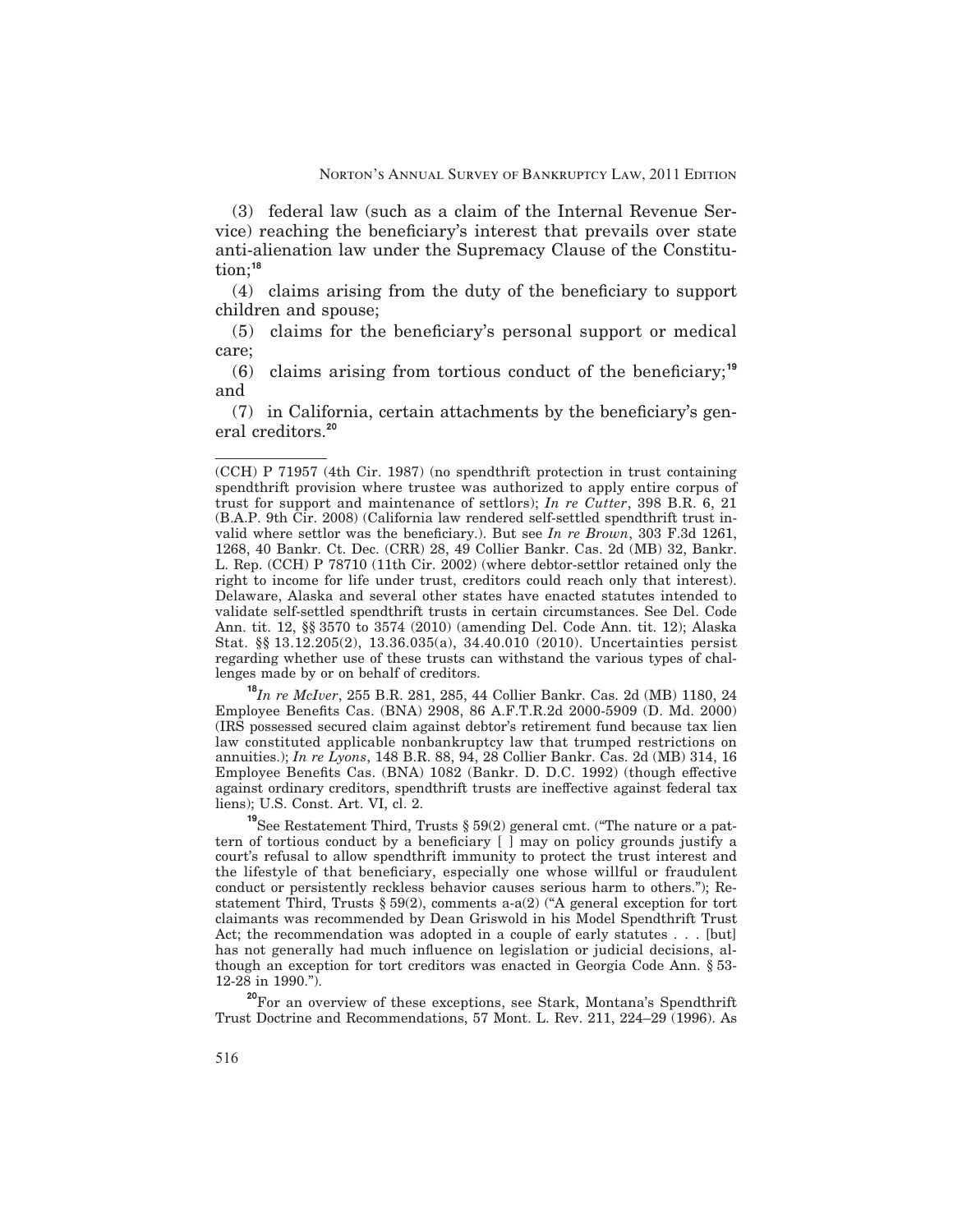(3) federal law (such as a claim of the Internal Revenue Service) reaching the beneficiary's interest that prevails over state anti-alienation law under the Supremacy Clause of the Constitution;[18]

(4) claims arising from the duty of the beneficiary to support children and spouse;

(5) claims for the beneficiary's personal support or medical care;

(6) claims arising from tortious conduct of the beneficiary;[19] and

(7) in California, certain attachments by the beneficiary's general creditors.[20]

---

(CCH) P 71957 (4th Cir. 1987) (no spendthrift protection in trust containing spendthrift provision where trustee was authorized to apply entire corpus of trust for support and maintenance of settlors); *In re Cutter*, 398 B.R. 6, 21 (B.A.P. 9th Cir. 2008) (California law rendered self-settled spendthrift trust invalid where settlor was the beneficiary.). But see *In re Brown*, 303 F.3d 1261, 1268, 40 Bankr. Ct. Dec. (CRR) 28, 49 Collier Bankr. Cas. 2d (MB) 32, Bankr. L. Rep. (CCH) P 78710 (11th Cir. 2002) (where debtor-settlor retained only the right to income for life under trust, creditors could reach only that interest). Delaware, Alaska and several other states have enacted statutes intended to validate self-settled spendthrift trusts in certain circumstances. See Del. Code Ann. tit. 12, §§ 3570 to 3574 (2010) (amending Del. Code Ann. tit. 12); Alaska Stat. §§ 13.12.205(2), 13.36.035(a), 34.40.010 (2010). Uncertainties persist regarding whether use of these trusts can withstand the various types of challenges made by or on behalf of creditors.

[18] *In re McIver*, 255 B.R. 281, 285, 44 Collier Bankr. Cas. 2d (MB) 1180, 24 Employee Benefits Cas. (BNA) 2908, 86 A.F.T.R.2d 2000-5909 (D. Md. 2000) (IRS possessed secured claim against debtor's retirement fund because tax lien law constituted applicable nonbankruptcy law that trumped restrictions on annuities.); *In re Lyons*, 148 B.R. 88, 94, 28 Collier Bankr. Cas. 2d (MB) 314, 16 Employee Benefits Cas. (BNA) 1082 (Bankr. D. D.C. 1992) (though effective against ordinary creditors, spendthrift trusts are ineffective against federal tax liens); U.S. Const. Art. VI, cl. 2.

[19] See Restatement Third, Trusts § 59(2) general cmt. ("The nature or a pattern of tortious conduct by a beneficiary [ ] may on policy grounds justify a court's refusal to allow spendthrift immunity to protect the trust interest and the lifestyle of that beneficiary, especially one whose willful or fraudulent conduct or persistently reckless behavior causes serious harm to others."); Restatement Third, Trusts § 59(2), comments a-a(2) ("A general exception for tort claimants was recommended by Dean Griswold in his Model Spendthrift Trust Act; the recommendation was adopted in a couple of early statutes . . . [but] has not generally had much influence on legislation or judicial decisions, although an exception for tort creditors was enacted in Georgia Code Ann. § 53-12-28 in 1990.").

[20] For an overview of these exceptions, see Stark, Montana's Spendthrift Trust Doctrine and Recommendations, 57 Mont. L. Rev. 211, 224–29 (1996). As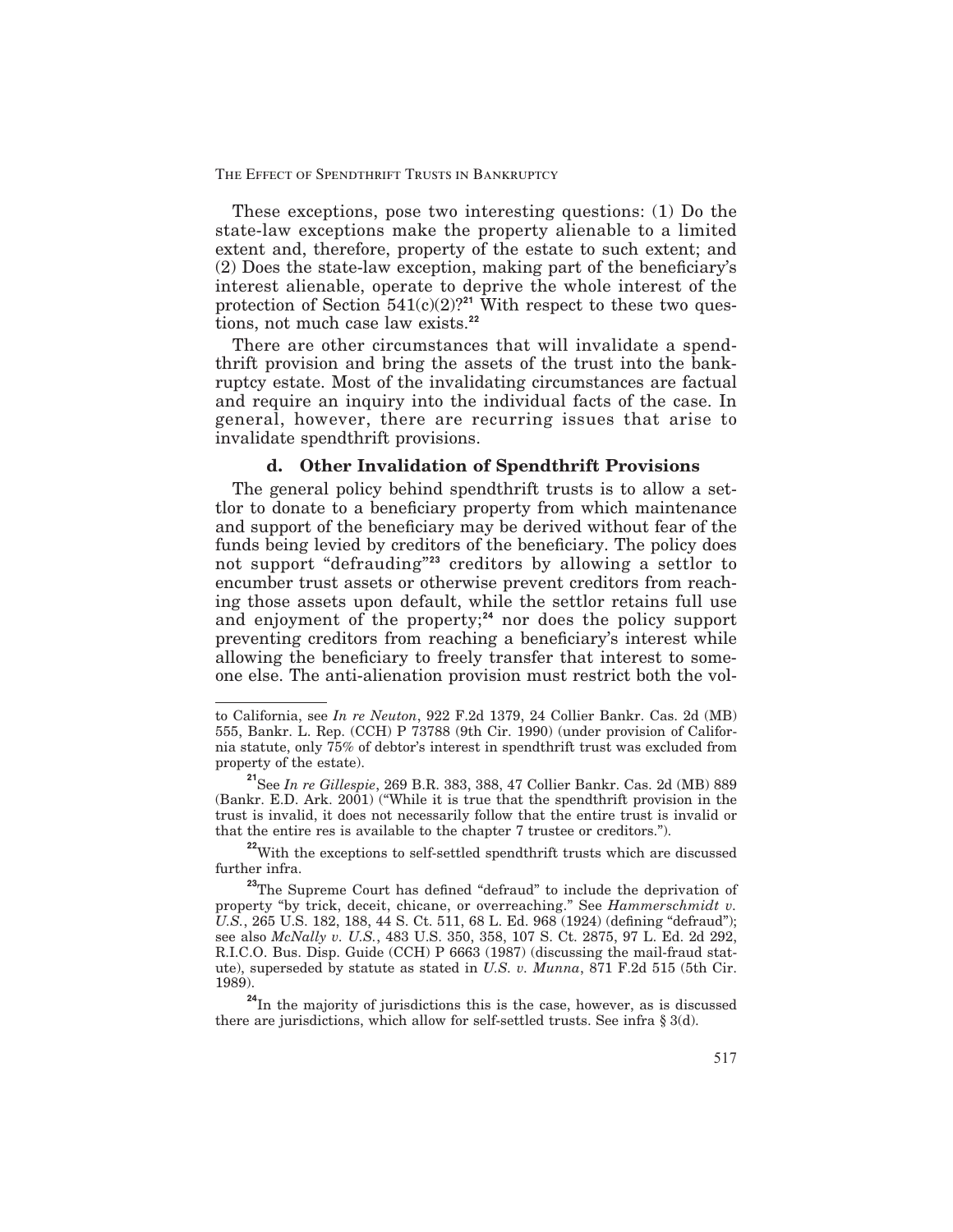These exceptions, pose two interesting questions: (1) Do the state-law exceptions make the property alienable to a limited extent and, therefore, property of the estate to such extent; and (2) Does the state-law exception, making part of the beneficiary's interest alienable, operate to deprive the whole interest of the protection of Section 541(c)(2)?[21] With respect to these two questions, not much case law exists.[22]

There are other circumstances that will invalidate a spendthrift provision and bring the assets of the trust into the bankruptcy estate. Most of the invalidating circumstances are factual and require an inquiry into the individual facts of the case. In general, however, there are recurring issues that arise to invalidate spendthrift provisions.

#### d. Other Invalidation of Spendthrift Provisions

The general policy behind spendthrift trusts is to allow a settlor to donate to a beneficiary property from which maintenance and support of the beneficiary may be derived without fear of the funds being levied by creditors of the beneficiary. The policy does not support "defrauding"[23] creditors by allowing a settlor to encumber trust assets or otherwise prevent creditors from reaching those assets upon default, while the settlor retains full use and enjoyment of the property;[24] nor does the policy support preventing creditors from reaching a beneficiary's interest while allowing the beneficiary to freely transfer that interest to someone else. The anti-alienation provision must restrict both the vol-

---

to California, see *In re Neuton*, 922 F.2d 1379, 24 Collier Bankr. Cas. 2d (MB) 555, Bankr. L. Rep. (CCH) P 73788 (9th Cir. 1990) (under provision of California statute, only 75% of debtor's interest in spendthrift trust was excluded from property of the estate).

[21] See *In re Gillespie*, 269 B.R. 383, 388, 47 Collier Bankr. Cas. 2d (MB) 889 (Bankr. E.D. Ark. 2001) ("While it is true that the spendthrift provision in the trust is invalid, it does not necessarily follow that the entire trust is invalid or that the entire res is available to the chapter 7 trustee or creditors.").

[22] With the exceptions to self-settled spendthrift trusts which are discussed further infra.

[23] The Supreme Court has defined "defraud" to include the deprivation of property "by trick, deceit, chicane, or overreaching." See *Hammerschmidt v. U.S.*, 265 U.S. 182, 188, 44 S. Ct. 511, 68 L. Ed. 968 (1924) (defining "defraud"); see also *McNally v. U.S.*, 483 U.S. 350, 358, 107 S. Ct. 2875, 97 L. Ed. 2d 292, R.I.C.O. Bus. Disp. Guide (CCH) P 6663 (1987) (discussing the mail-fraud statute), superseded by statute as stated in *U.S. v. Munna*, 871 F.2d 515 (5th Cir. 1989).

[24] In the majority of jurisdictions this is the case, however, as is discussed there are jurisdictions, which allow for self-settled trusts. See infra § 3(d).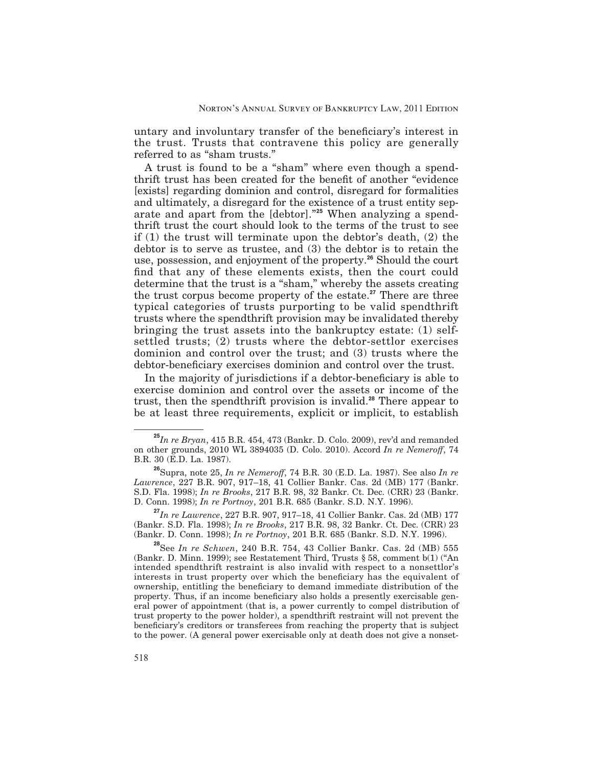untary and involuntary transfer of the beneficiary's interest in the trust. Trusts that contravene this policy are generally referred to as "sham trusts."

A trust is found to be a "sham" where even though a spendthrift trust has been created for the benefit of another "evidence [exists] regarding dominion and control, disregard for formalities and ultimately, a disregard for the existence of a trust entity separate and apart from the [debtor]."[25] When analyzing a spendthrift trust the court should look to the terms of the trust to see if (1) the trust will terminate upon the debtor's death, (2) the debtor is to serve as trustee, and (3) the debtor is to retain the use, possession, and enjoyment of the property.[26] Should the court find that any of these elements exists, then the court could determine that the trust is a "sham," whereby the assets creating the trust corpus become property of the estate.[27] There are three typical categories of trusts purporting to be valid spendthrift trusts where the spendthrift provision may be invalidated thereby bringing the trust assets into the bankruptcy estate: (1) self-settled trusts; (2) trusts where the debtor-settlor exercises dominion and control over the trust; and (3) trusts where the debtor-beneficiary exercises dominion and control over the trust.

In the majority of jurisdictions if a debtor-beneficiary is able to exercise dominion and control over the assets or income of the trust, then the spendthrift provision is invalid.[28] There appear to be at least three requirements, explicit or implicit, to establish

---

[25] *In re Bryan*, 415 B.R. 454, 473 (Bankr. D. Colo. 2009), rev'd and remanded on other grounds, 2010 WL 3894035 (D. Colo. 2010). Accord *In re Nemeroff*, 74 B.R. 30 (E.D. La. 1987).

[26] Supra, note 25, *In re Nemeroff*, 74 B.R. 30 (E.D. La. 1987). See also *In re Lawrence*, 227 B.R. 907, 917–18, 41 Collier Bankr. Cas. 2d (MB) 177 (Bankr. S.D. Fla. 1998); *In re Brooks*, 217 B.R. 98, 32 Bankr. Ct. Dec. (CRR) 23 (Bankr. D. Conn. 1998); *In re Portnoy*, 201 B.R. 685 (Bankr. S.D. N.Y. 1996).

[27] *In re Lawrence*, 227 B.R. 907, 917–18, 41 Collier Bankr. Cas. 2d (MB) 177 (Bankr. S.D. Fla. 1998); *In re Brooks*, 217 B.R. 98, 32 Bankr. Ct. Dec. (CRR) 23 (Bankr. D. Conn. 1998); *In re Portnoy*, 201 B.R. 685 (Bankr. S.D. N.Y. 1996).

[28] See *In re Schwen*, 240 B.R. 754, 43 Collier Bankr. Cas. 2d (MB) 555 (Bankr. D. Minn. 1999); see Restatement Third, Trusts § 58, comment b(1) ("An intended spendthrift restraint is also invalid with respect to a nonsettlor's interests in trust property over which the beneficiary has the equivalent of ownership, entitling the beneficiary to demand immediate distribution of the property. Thus, if an income beneficiary also holds a presently exercisable general power of appointment (that is, a power currently to compel distribution of trust property to the power holder), a spendthrift restraint will not prevent the beneficiary's creditors or transferees from reaching the property that is subject to the power. (A general power exercisable only at death does not give a nonset-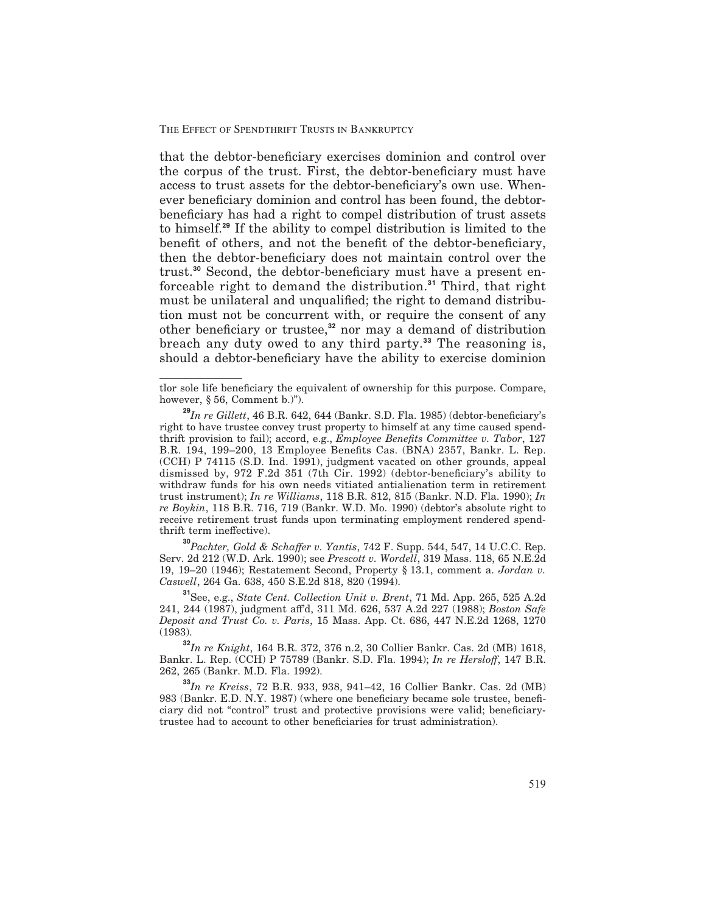that the debtor-beneficiary exercises dominion and control over the corpus of the trust. First, the debtor-beneficiary must have access to trust assets for the debtor-beneficiary's own use. Whenever beneficiary dominion and control has been found, the debtor-beneficiary has had a right to compel distribution of trust assets to himself.[29] If the ability to compel distribution is limited to the benefit of others, and not the benefit of the debtor-beneficiary, then the debtor-beneficiary does not maintain control over the trust.[30] Second, the debtor-beneficiary must have a present enforceable right to demand the distribution.[31] Third, that right must be unilateral and unqualified; the right to demand distribution must not be concurrent with, or require the consent of any other beneficiary or trustee,[32] nor may a demand of distribution breach any duty owed to any third party.[33] The reasoning is, should a debtor-beneficiary have the ability to exercise dominion

---

tlor sole life beneficiary the equivalent of ownership for this purpose. Compare, however, § 56, Comment b.)").

[29] *In re Gillett*, 46 B.R. 642, 644 (Bankr. S.D. Fla. 1985) (debtor-beneficiary's right to have trustee convey trust property to himself at any time caused spendthrift provision to fail); accord, e.g., *Employee Benefits Committee v. Tabor*, 127 B.R. 194, 199–200, 13 Employee Benefits Cas. (BNA) 2357, Bankr. L. Rep. (CCH) P 74115 (S.D. Ind. 1991), judgment vacated on other grounds, appeal dismissed by, 972 F.2d 351 (7th Cir. 1992) (debtor-beneficiary's ability to withdraw funds for his own needs vitiated antialienation term in retirement trust instrument); *In re Williams*, 118 B.R. 812, 815 (Bankr. N.D. Fla. 1990); *In re Boykin*, 118 B.R. 716, 719 (Bankr. W.D. Mo. 1990) (debtor's absolute right to receive retirement trust funds upon terminating employment rendered spendthrift term ineffective).

[30] *Pachter, Gold & Schaffer v. Yantis*, 742 F. Supp. 544, 547, 14 U.C.C. Rep. Serv. 2d 212 (W.D. Ark. 1990); see *Prescott v. Wordell*, 319 Mass. 118, 65 N.E.2d 19, 19–20 (1946); Restatement Second, Property § 13.1, comment a. *Jordan v. Caswell*, 264 Ga. 638, 450 S.E.2d 818, 820 (1994).

[31] See, e.g., *State Cent. Collection Unit v. Brent*, 71 Md. App. 265, 525 A.2d 241, 244 (1987), judgment aff'd, 311 Md. 626, 537 A.2d 227 (1988); *Boston Safe Deposit and Trust Co. v. Paris*, 15 Mass. App. Ct. 686, 447 N.E.2d 1268, 1270 (1983).

[32] *In re Knight*, 164 B.R. 372, 376 n.2, 30 Collier Bankr. Cas. 2d (MB) 1618, Bankr. L. Rep. (CCH) P 75789 (Bankr. S.D. Fla. 1994); *In re Hersloff*, 147 B.R. 262, 265 (Bankr. M.D. Fla. 1992).

[33] *In re Kreiss*, 72 B.R. 933, 938, 941–42, 16 Collier Bankr. Cas. 2d (MB) 983 (Bankr. E.D. N.Y. 1987) (where one beneficiary became sole trustee, beneficiary did not "control" trust and protective provisions were valid; beneficiary-trustee had to account to other beneficiaries for trust administration).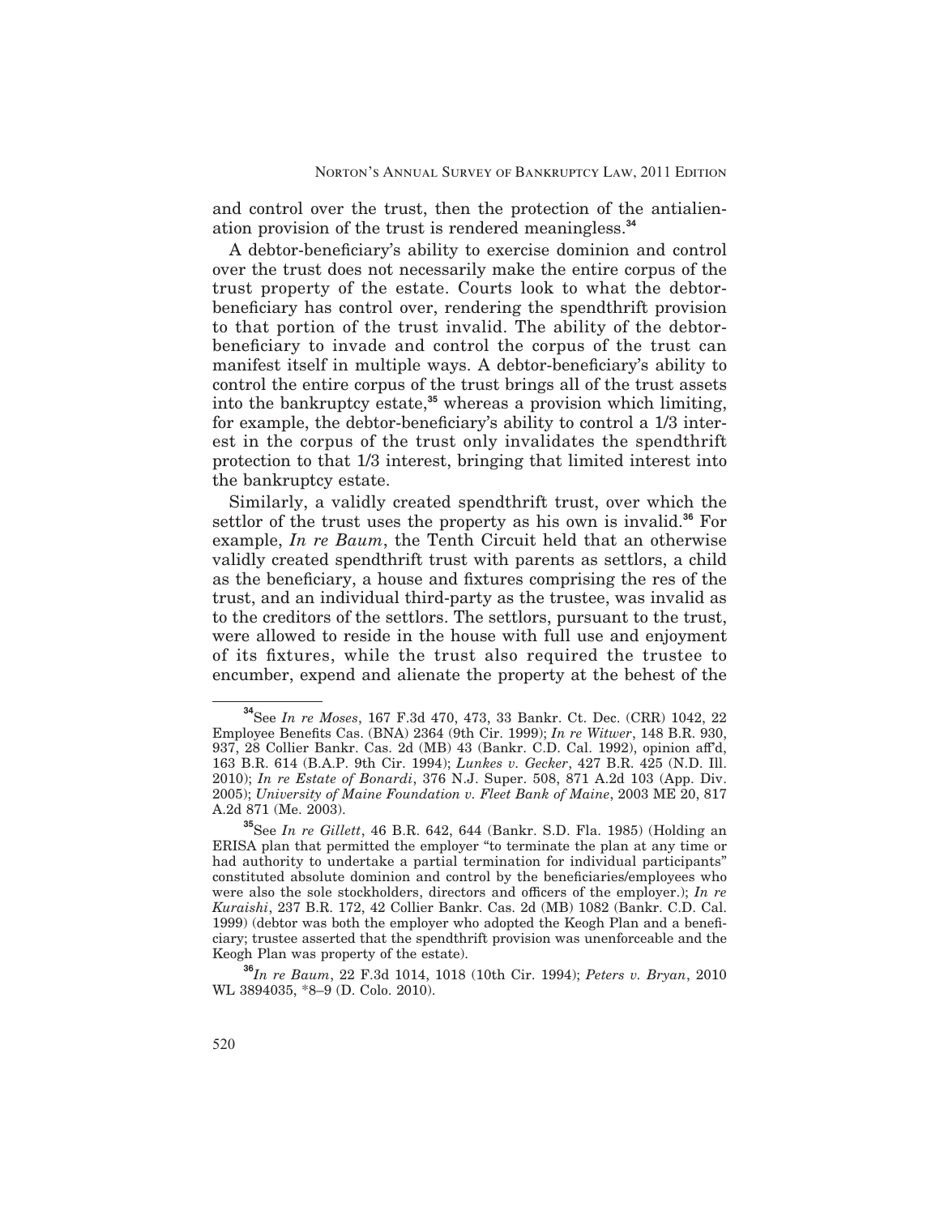and control over the trust, then the protection of the antialienation provision of the trust is rendered meaningless.[34]

A debtor-beneficiary's ability to exercise dominion and control over the trust does not necessarily make the entire corpus of the trust property of the estate. Courts look to what the debtor-beneficiary has control over, rendering the spendthrift provision to that portion of the trust invalid. The ability of the debtor-beneficiary to invade and control the corpus of the trust can manifest itself in multiple ways. A debtor-beneficiary's ability to control the entire corpus of the trust brings all of the trust assets into the bankruptcy estate,[35] whereas a provision which limiting, for example, the debtor-beneficiary's ability to control a 1/3 interest in the corpus of the trust only invalidates the spendthrift protection to that 1/3 interest, bringing that limited interest into the bankruptcy estate.

Similarly, a validly created spendthrift trust, over which the settlor of the trust uses the property as his own is invalid.[36] For example, *In re Baum*, the Tenth Circuit held that an otherwise validly created spendthrift trust with parents as settlors, a child as the beneficiary, a house and fixtures comprising the res of the trust, and an individual third-party as the trustee, was invalid as to the creditors of the settlors. The settlors, pursuant to the trust, were allowed to reside in the house with full use and enjoyment of its fixtures, while the trust also required the trustee to encumber, expend and alienate the property at the behest of the

---

[34] See *In re Moses*, 167 F.3d 470, 473, 33 Bankr. Ct. Dec. (CRR) 1042, 22 Employee Benefits Cas. (BNA) 2364 (9th Cir. 1999); *In re Witwer*, 148 B.R. 930, 937, 28 Collier Bankr. Cas. 2d (MB) 43 (Bankr. C.D. Cal. 1992), opinion aff'd, 163 B.R. 614 (B.A.P. 9th Cir. 1994); *Lunkes v. Gecker*, 427 B.R. 425 (N.D. Ill. 2010); *In re Estate of Bonardi*, 376 N.J. Super. 508, 871 A.2d 103 (App. Div. 2005); *University of Maine Foundation v. Fleet Bank of Maine*, 2003 ME 20, 817 A.2d 871 (Me. 2003).

[35] See *In re Gillett*, 46 B.R. 642, 644 (Bankr. S.D. Fla. 1985) (Holding an ERISA plan that permitted the employer "to terminate the plan at any time or had authority to undertake a partial termination for individual participants" constituted absolute dominion and control by the beneficiaries/employees who were also the sole stockholders, directors and officers of the employer.); *In re Kuraishi*, 237 B.R. 172, 42 Collier Bankr. Cas. 2d (MB) 1082 (Bankr. C.D. Cal. 1999) (debtor was both the employer who adopted the Keogh Plan and a beneficiary; trustee asserted that the spendthrift provision was unenforceable and the Keogh Plan was property of the estate).

[36] *In re Baum*, 22 F.3d 1014, 1018 (10th Cir. 1994); *Peters v. Bryan*, 2010 WL 3894035, *8–9 (D. Colo. 2010).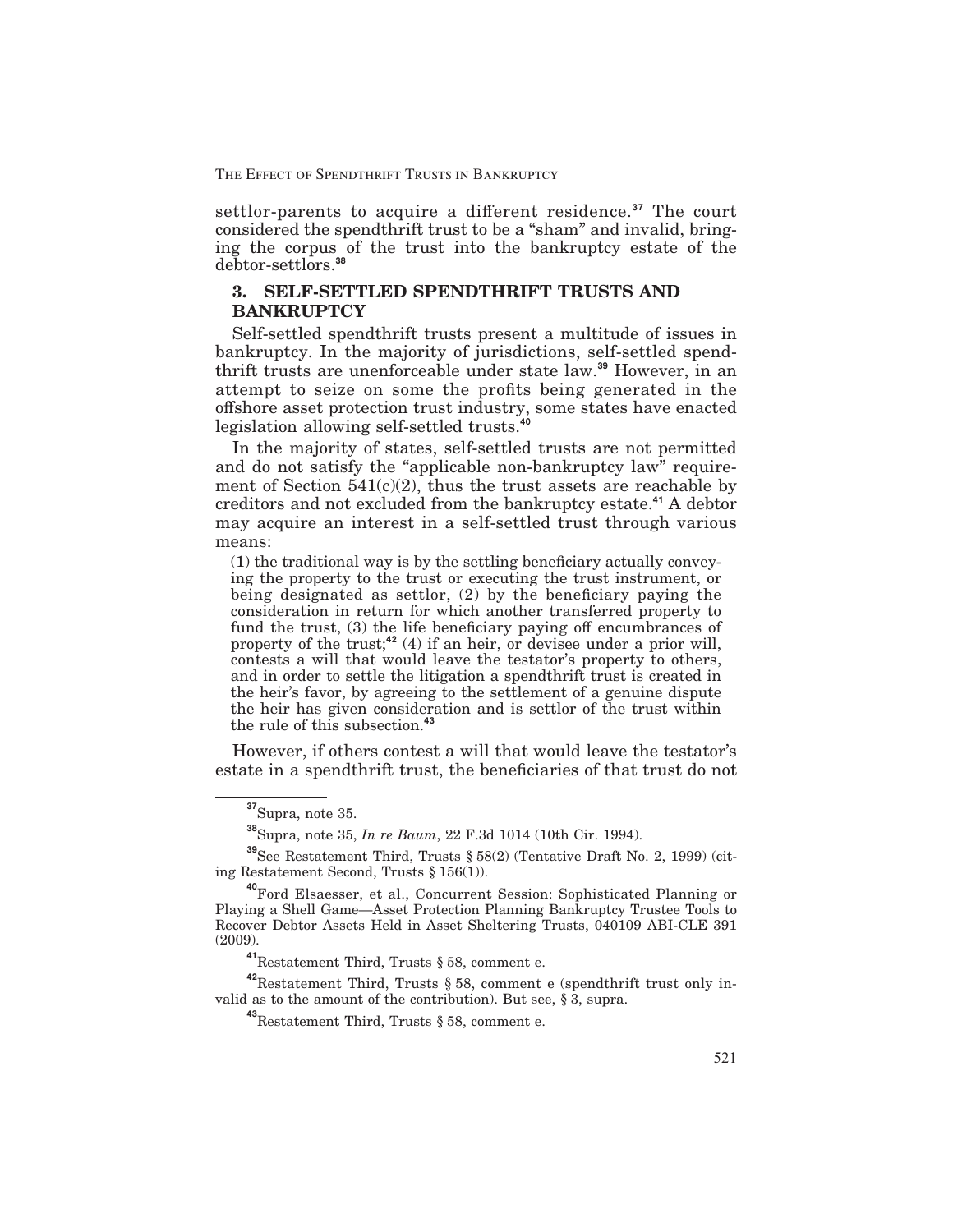settlor-parents to acquire a different residence.[37] The court considered the spendthrift trust to be a "sham" and invalid, bringing the corpus of the trust into the bankruptcy estate of the debtor-settlors.[38]

## 3. SELF-SETTLED SPENDTHRIFT TRUSTS AND BANKRUPTCY

Self-settled spendthrift trusts present a multitude of issues in bankruptcy. In the majority of jurisdictions, self-settled spendthrift trusts are unenforceable under state law.[39] However, in an attempt to seize on some the profits being generated in the offshore asset protection trust industry, some states have enacted legislation allowing self-settled trusts.[40]

In the majority of states, self-settled trusts are not permitted and do not satisfy the "applicable non-bankruptcy law" requirement of Section 541(c)(2), thus the trust assets are reachable by creditors and not excluded from the bankruptcy estate.[41] A debtor may acquire an interest in a self-settled trust through various means:

> (1) the traditional way is by the settling beneficiary actually conveying the property to the trust or executing the trust instrument, or being designated as settlor, (2) by the beneficiary paying the consideration in return for which another transferred property to fund the trust, (3) the life beneficiary paying off encumbrances of property of the trust;[42] (4) if an heir, or devisee under a prior will, contests a will that would leave the testator's property to others, and in order to settle the litigation a spendthrift trust is created in the heir's favor, by agreeing to the settlement of a genuine dispute the heir has given consideration and is settlor of the trust within the rule of this subsection.[43]

However, if others contest a will that would leave the testator's estate in a spendthrift trust, the beneficiaries of that trust do not

---

[37] Supra, note 35.

[38] Supra, note 35, *In re Baum*, 22 F.3d 1014 (10th Cir. 1994).

[39] See Restatement Third, Trusts § 58(2) (Tentative Draft No. 2, 1999) (citing Restatement Second, Trusts § 156(1)).

[40] Ford Elsaesser, et al., Concurrent Session: Sophisticated Planning or Playing a Shell Game—Asset Protection Planning Bankruptcy Trustee Tools to Recover Debtor Assets Held in Asset Sheltering Trusts, 040109 ABI-CLE 391 (2009).

[41] Restatement Third, Trusts § 58, comment e.

[42] Restatement Third, Trusts § 58, comment e (spendthrift trust only invalid as to the amount of the contribution). But see, § 3, supra.

[43] Restatement Third, Trusts § 58, comment e.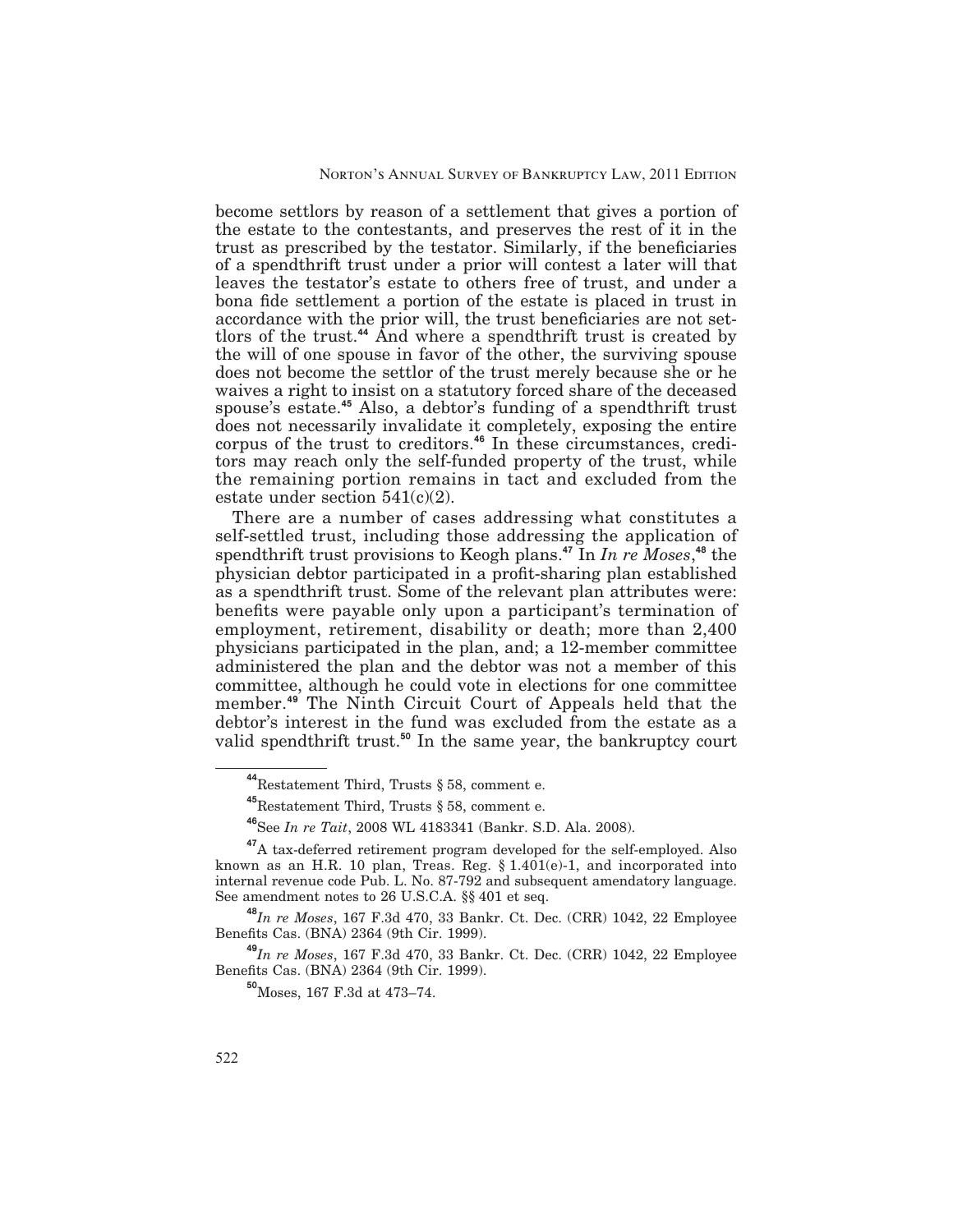become settlors by reason of a settlement that gives a portion of the estate to the contestants, and preserves the rest of it in the trust as prescribed by the testator. Similarly, if the beneficiaries of a spendthrift trust under a prior will contest a later will that leaves the testator's estate to others free of trust, and under a bona fide settlement a portion of the estate is placed in trust in accordance with the prior will, the trust beneficiaries are not settlors of the trust.[44] And where a spendthrift trust is created by the will of one spouse in favor of the other, the surviving spouse does not become the settlor of the trust merely because she or he waives a right to insist on a statutory forced share of the deceased spouse's estate.[45] Also, a debtor's funding of a spendthrift trust does not necessarily invalidate it completely, exposing the entire corpus of the trust to creditors.[46] In these circumstances, creditors may reach only the self-funded property of the trust, while the remaining portion remains in tact and excluded from the estate under section 541(c)(2).

There are a number of cases addressing what constitutes a self-settled trust, including those addressing the application of spendthrift trust provisions to Keogh plans.[47] In *In re Moses*,[48] the physician debtor participated in a profit-sharing plan established as a spendthrift trust. Some of the relevant plan attributes were: benefits were payable only upon a participant's termination of employment, retirement, disability or death; more than 2,400 physicians participated in the plan, and; a 12-member committee administered the plan and the debtor was not a member of this committee, although he could vote in elections for one committee member.[49] The Ninth Circuit Court of Appeals held that the debtor's interest in the fund was excluded from the estate as a valid spendthrift trust.[50] In the same year, the bankruptcy court

---

[44] Restatement Third, Trusts § 58, comment e.

[45] Restatement Third, Trusts § 58, comment e.

[46] See *In re Tait*, 2008 WL 4183341 (Bankr. S.D. Ala. 2008).

[47] A tax-deferred retirement program developed for the self-employed. Also known as an H.R. 10 plan, Treas. Reg. § 1.401(e)-1, and incorporated into internal revenue code Pub. L. No. 87-792 and subsequent amendatory language. See amendment notes to 26 U.S.C.A. §§ 401 et seq.

[48] *In re Moses*, 167 F.3d 470, 33 Bankr. Ct. Dec. (CRR) 1042, 22 Employee Benefits Cas. (BNA) 2364 (9th Cir. 1999).

[49] *In re Moses*, 167 F.3d 470, 33 Bankr. Ct. Dec. (CRR) 1042, 22 Employee Benefits Cas. (BNA) 2364 (9th Cir. 1999).

[50] Moses, 167 F.3d at 473–74.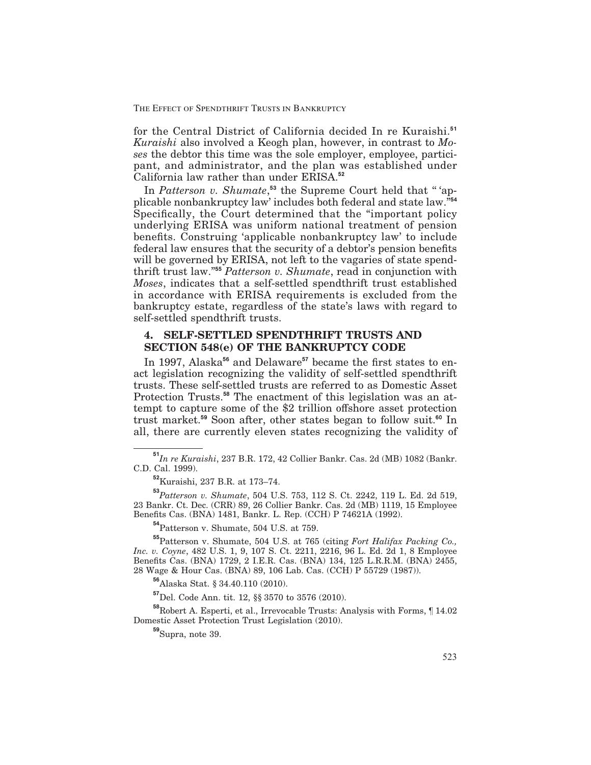for the Central District of California decided In re Kuraishi.[51] *Kuraishi* also involved a Keogh plan, however, in contrast to *Moses* the debtor this time was the sole employer, employee, participant, and administrator, and the plan was established under California law rather than under ERISA.[52]

In *Patterson v. Shumate*,[53] the Supreme Court held that " 'applicable nonbankruptcy law' includes both federal and state law."[54] Specifically, the Court determined that the "important policy underlying ERISA was uniform national treatment of pension benefits. Construing 'applicable nonbankruptcy law' to include federal law ensures that the security of a debtor's pension benefits will be governed by ERISA, not left to the vagaries of state spendthrift trust law."[55] *Patterson v. Shumate*, read in conjunction with *Moses*, indicates that a self-settled spendthrift trust established in accordance with ERISA requirements is excluded from the bankruptcy estate, regardless of the state's laws with regard to self-settled spendthrift trusts.

## 4. SELF-SETTLED SPENDTHRIFT TRUSTS AND SECTION 548(e) OF THE BANKRUPTCY CODE

In 1997, Alaska[56] and Delaware[57] became the first states to enact legislation recognizing the validity of self-settled spendthrift trusts. These self-settled trusts are referred to as Domestic Asset Protection Trusts.[58] The enactment of this legislation was an attempt to capture some of the $2 trillion offshore asset protection trust market.[59] Soon after, other states began to follow suit.[60] In all, there are currently eleven states recognizing the validity of

---

[51] *In re Kuraishi*, 237 B.R. 172, 42 Collier Bankr. Cas. 2d (MB) 1082 (Bankr. C.D. Cal. 1999).

[52] Kuraishi, 237 B.R. at 173–74.

[53] *Patterson v. Shumate*, 504 U.S. 753, 112 S. Ct. 2242, 119 L. Ed. 2d 519, 23 Bankr. Ct. Dec. (CRR) 89, 26 Collier Bankr. Cas. 2d (MB) 1119, 15 Employee Benefits Cas. (BNA) 1481, Bankr. L. Rep. (CCH) P 74621A (1992).

[54] Patterson v. Shumate, 504 U.S. at 759.

[55] Patterson v. Shumate, 504 U.S. at 765 (citing *Fort Halifax Packing Co., Inc. v. Coyne*, 482 U.S. 1, 9, 107 S. Ct. 2211, 2216, 96 L. Ed. 2d 1, 8 Employee Benefits Cas. (BNA) 1729, 2 I.E.R. Cas. (BNA) 134, 125 L.R.R.M. (BNA) 2455, 28 Wage & Hour Cas. (BNA) 89, 106 Lab. Cas. (CCH) P 55729 (1987)).

[56] Alaska Stat. § 34.40.110 (2010).

[57] Del. Code Ann. tit. 12, §§ 3570 to 3576 (2010).

[58] Robert A. Esperti, et al., Irrevocable Trusts: Analysis with Forms, ¶ 14.02 Domestic Asset Protection Trust Legislation (2010).

[59] Supra, note 39.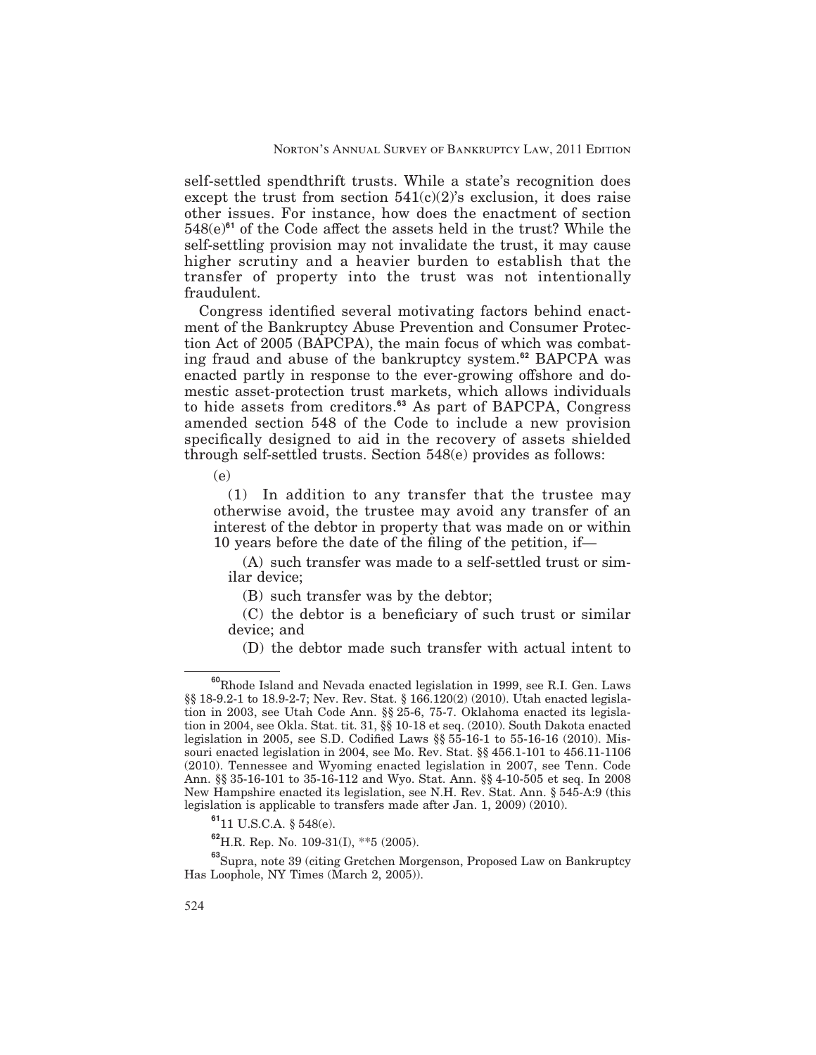self-settled spendthrift trusts. While a state's recognition does except the trust from section 541(c)(2)'s exclusion, it does raise other issues. For instance, how does the enactment of section 548(e)[61] of the Code affect the assets held in the trust? While the self-settling provision may not invalidate the trust, it may cause higher scrutiny and a heavier burden to establish that the transfer of property into the trust was not intentionally fraudulent.

Congress identified several motivating factors behind enactment of the Bankruptcy Abuse Prevention and Consumer Protection Act of 2005 (BAPCPA), the main focus of which was combating fraud and abuse of the bankruptcy system.[62] BAPCPA was enacted partly in response to the ever-growing offshore and domestic asset-protection trust markets, which allows individuals to hide assets from creditors.[63] As part of BAPCPA, Congress amended section 548 of the Code to include a new provision specifically designed to aid in the recovery of assets shielded through self-settled trusts. Section 548(e) provides as follows:

> (e)
>
> (1) In addition to any transfer that the trustee may otherwise avoid, the trustee may avoid any transfer of an interest of the debtor in property that was made on or within 10 years before the date of the filing of the petition, if—
>
> (A) such transfer was made to a self-settled trust or similar device;
>
> (B) such transfer was by the debtor;
>
> (C) the debtor is a beneficiary of such trust or similar device; and
>
> (D) the debtor made such transfer with actual intent to

---

[60] Rhode Island and Nevada enacted legislation in 1999, see R.I. Gen. Laws §§ 18-9.2-1 to 18.9-2-7; Nev. Rev. Stat. § 166.120(2) (2010). Utah enacted legislation in 2003, see Utah Code Ann. §§ 25-6, 75-7. Oklahoma enacted its legislation in 2004, see Okla. Stat. tit. 31, §§ 10-18 et seq. (2010). South Dakota enacted legislation in 2005, see S.D. Codified Laws §§ 55-16-1 to 55-16-16 (2010). Missouri enacted legislation in 2004, see Mo. Rev. Stat. §§ 456.1-101 to 456.11-1106 (2010). Tennessee and Wyoming enacted legislation in 2007, see Tenn. Code Ann. §§ 35-16-101 to 35-16-112 and Wyo. Stat. Ann. §§ 4-10-505 et seq. In 2008 New Hampshire enacted its legislation, see N.H. Rev. Stat. Ann. § 545-A:9 (this legislation is applicable to transfers made after Jan. 1, 2009) (2010).

[61] 11 U.S.C.A. § 548(e).

[62] H.R. Rep. No. 109-31(I), **5 (2005).

[63] Supra, note 39 (citing Gretchen Morgenson, Proposed Law on Bankruptcy Has Loophole, NY Times (March 2, 2005)).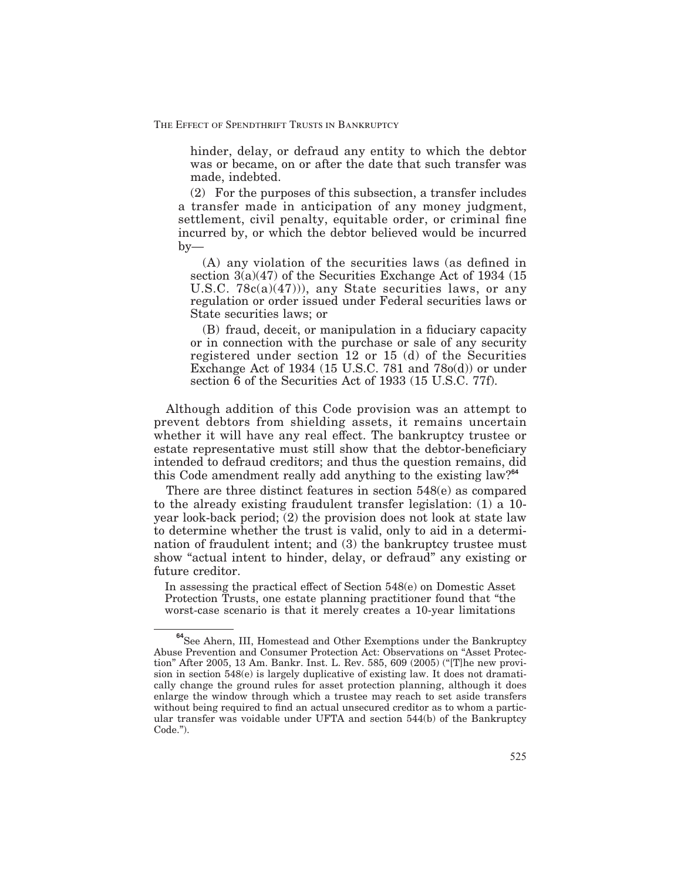hinder, delay, or defraud any entity to which the debtor was or became, on or after the date that such transfer was made, indebted.

(2) For the purposes of this subsection, a transfer includes a transfer made in anticipation of any money judgment, settlement, civil penalty, equitable order, or criminal fine incurred by, or which the debtor believed would be incurred by—

(A) any violation of the securities laws (as defined in section 3(a)(47) of the Securities Exchange Act of 1934 (15 U.S.C. 78c(a)(47))), any State securities laws, or any regulation or order issued under Federal securities laws or State securities laws; or

(B) fraud, deceit, or manipulation in a fiduciary capacity or in connection with the purchase or sale of any security registered under section 12 or 15 (d) of the Securities Exchange Act of 1934 (15 U.S.C. 781 and 78o(d)) or under section 6 of the Securities Act of 1933 (15 U.S.C. 77f).

Although addition of this Code provision was an attempt to prevent debtors from shielding assets, it remains uncertain whether it will have any real effect. The bankruptcy trustee or estate representative must still show that the debtor-beneficiary intended to defraud creditors; and thus the question remains, did this Code amendment really add anything to the existing law?[64]

There are three distinct features in section 548(e) as compared to the already existing fraudulent transfer legislation: (1) a 10-year look-back period; (2) the provision does not look at state law to determine whether the trust is valid, only to aid in a determination of fraudulent intent; and (3) the bankruptcy trustee must show "actual intent to hinder, delay, or defraud" any existing or future creditor.

In assessing the practical effect of Section 548(e) on Domestic Asset Protection Trusts, one estate planning practitioner found that "the worst-case scenario is that it merely creates a 10-year limitations

[64] See Ahern, III, Homestead and Other Exemptions under the Bankruptcy Abuse Prevention and Consumer Protection Act: Observations on "Asset Protection" After 2005, 13 Am. Bankr. Inst. L. Rev. 585, 609 (2005) ("[T]he new provision in section 548(e) is largely duplicative of existing law. It does not dramatically change the ground rules for asset protection planning, although it does enlarge the window through which a trustee may reach to set aside transfers without being required to find an actual unsecured creditor as to whom a particular transfer was voidable under UFTA and section 544(b) of the Bankruptcy Code.").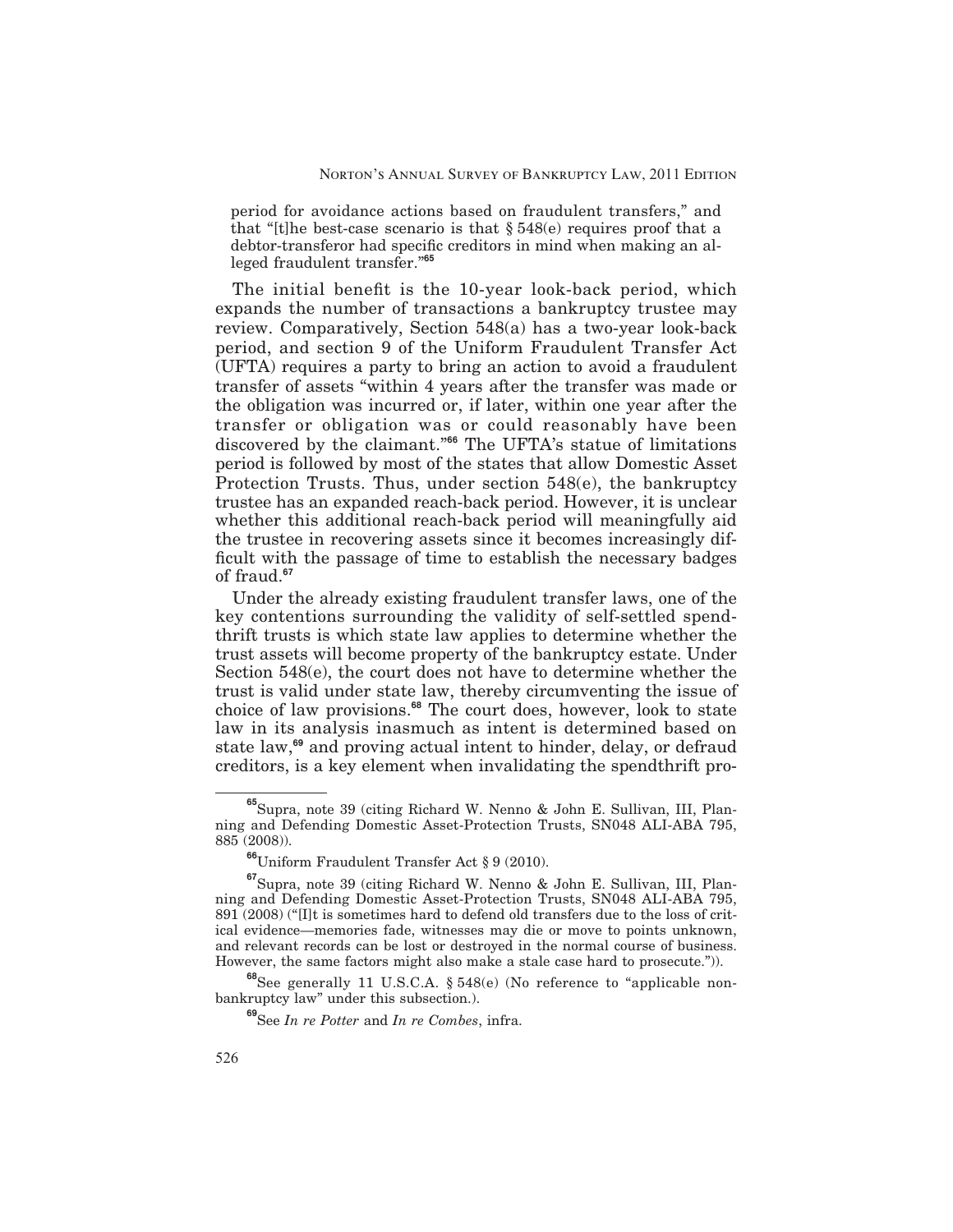period for avoidance actions based on fraudulent transfers," and that "[t]he best-case scenario is that § 548(e) requires proof that a debtor-transferor had specific creditors in mind when making an alleged fraudulent transfer."[65]

The initial benefit is the 10-year look-back period, which expands the number of transactions a bankruptcy trustee may review. Comparatively, Section 548(a) has a two-year look-back period, and section 9 of the Uniform Fraudulent Transfer Act (UFTA) requires a party to bring an action to avoid a fraudulent transfer of assets "within 4 years after the transfer was made or the obligation was incurred or, if later, within one year after the transfer or obligation was or could reasonably have been discovered by the claimant."[66] The UFTA's statue of limitations period is followed by most of the states that allow Domestic Asset Protection Trusts. Thus, under section 548(e), the bankruptcy trustee has an expanded reach-back period. However, it is unclear whether this additional reach-back period will meaningfully aid the trustee in recovering assets since it becomes increasingly difficult with the passage of time to establish the necessary badges of fraud.[67]

Under the already existing fraudulent transfer laws, one of the key contentions surrounding the validity of self-settled spendthrift trusts is which state law applies to determine whether the trust assets will become property of the bankruptcy estate. Under Section 548(e), the court does not have to determine whether the trust is valid under state law, thereby circumventing the issue of choice of law provisions.[68] The court does, however, look to state law in its analysis inasmuch as intent is determined based on state law,[69] and proving actual intent to hinder, delay, or defraud creditors, is a key element when invalidating the spendthrift pro-

---

[65] Supra, note 39 (citing Richard W. Nenno & John E. Sullivan, III, Planning and Defending Domestic Asset-Protection Trusts, SN048 ALI-ABA 795, 885 (2008)).

[66] Uniform Fraudulent Transfer Act § 9 (2010).

[67] Supra, note 39 (citing Richard W. Nenno & John E. Sullivan, III, Planning and Defending Domestic Asset-Protection Trusts, SN048 ALI-ABA 795, 891 (2008) ("[I]t is sometimes hard to defend old transfers due to the loss of critical evidence—memories fade, witnesses may die or move to points unknown, and relevant records can be lost or destroyed in the normal course of business. However, the same factors might also make a stale case hard to prosecute.")).

[68] See generally 11 U.S.C.A. § 548(e) (No reference to "applicable nonbankruptcy law" under this subsection.).

[69] See *In re Potter* and *In re Combes*, infra.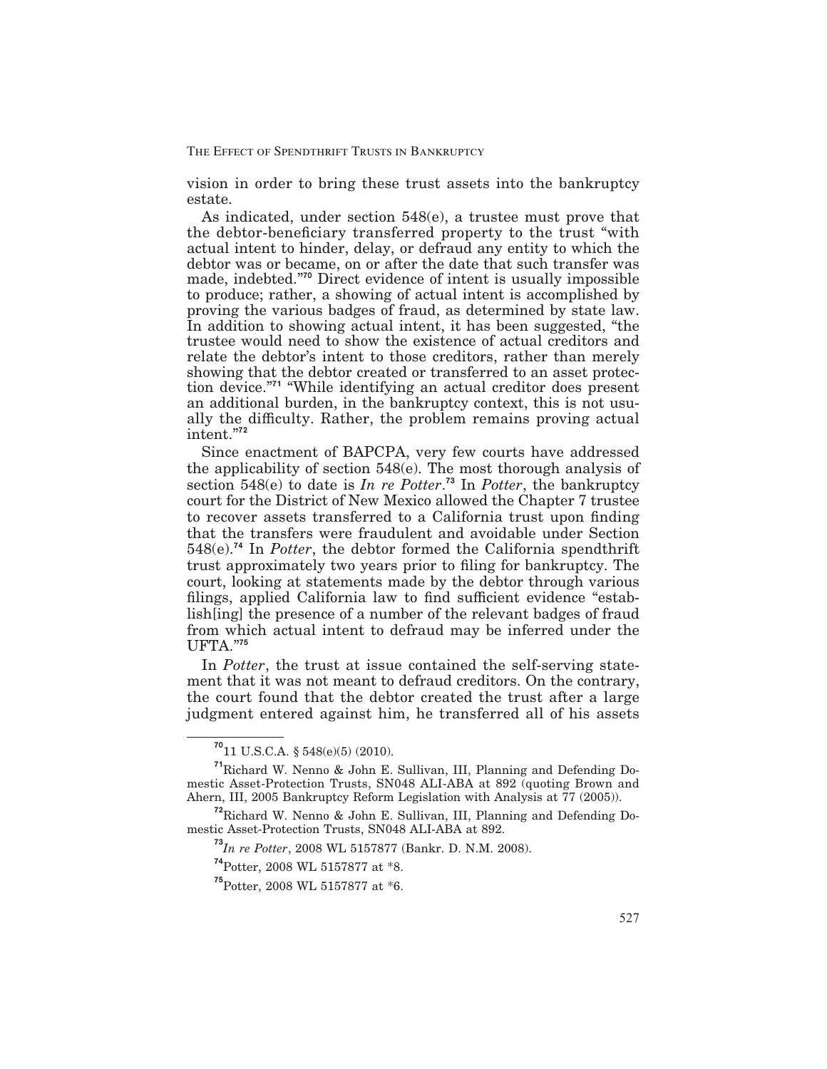vision in order to bring these trust assets into the bankruptcy estate.

As indicated, under section 548(e), a trustee must prove that the debtor-beneficiary transferred property to the trust "with actual intent to hinder, delay, or defraud any entity to which the debtor was or became, on or after the date that such transfer was made, indebted."[70] Direct evidence of intent is usually impossible to produce; rather, a showing of actual intent is accomplished by proving the various badges of fraud, as determined by state law. In addition to showing actual intent, it has been suggested, "the trustee would need to show the existence of actual creditors and relate the debtor's intent to those creditors, rather than merely showing that the debtor created or transferred to an asset protection device."[71] "While identifying an actual creditor does present an additional burden, in the bankruptcy context, this is not usually the difficulty. Rather, the problem remains proving actual intent."[72]

Since enactment of BAPCPA, very few courts have addressed the applicability of section 548(e). The most thorough analysis of section 548(e) to date is *In re Potter*.[73] In *Potter*, the bankruptcy court for the District of New Mexico allowed the Chapter 7 trustee to recover assets transferred to a California trust upon finding that the transfers were fraudulent and avoidable under Section 548(e).[74] In *Potter*, the debtor formed the California spendthrift trust approximately two years prior to filing for bankruptcy. The court, looking at statements made by the debtor through various filings, applied California law to find sufficient evidence "establish[ing] the presence of a number of the relevant badges of fraud from which actual intent to defraud may be inferred under the UFTA."[75]

In *Potter*, the trust at issue contained the self-serving statement that it was not meant to defraud creditors. On the contrary, the court found that the debtor created the trust after a large judgment entered against him, he transferred all of his assets

---

[70] 11 U.S.C.A. § 548(e)(5) (2010).

[71] Richard W. Nenno & John E. Sullivan, III, Planning and Defending Domestic Asset-Protection Trusts, SN048 ALI-ABA at 892 (quoting Brown and Ahern, III, 2005 Bankruptcy Reform Legislation with Analysis at 77 (2005)).

[72] Richard W. Nenno & John E. Sullivan, III, Planning and Defending Domestic Asset-Protection Trusts, SN048 ALI-ABA at 892.

[73] *In re Potter*, 2008 WL 5157877 (Bankr. D. N.M. 2008).

[74] Potter, 2008 WL 5157877 at *8.

[75] Potter, 2008 WL 5157877 at *6.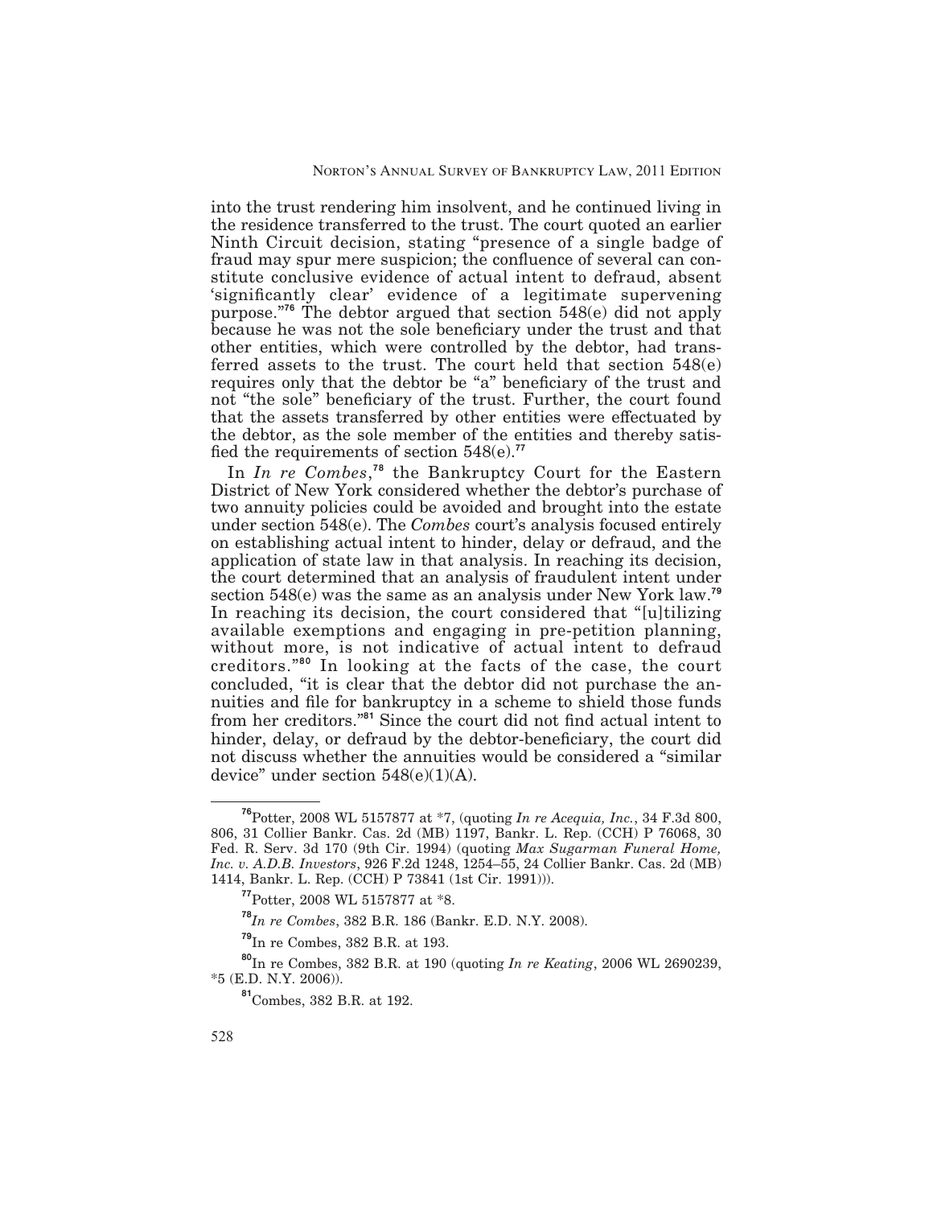into the trust rendering him insolvent, and he continued living in the residence transferred to the trust. The court quoted an earlier Ninth Circuit decision, stating "presence of a single badge of fraud may spur mere suspicion; the confluence of several can constitute conclusive evidence of actual intent to defraud, absent 'significantly clear' evidence of a legitimate supervening purpose."[76] The debtor argued that section 548(e) did not apply because he was not the sole beneficiary under the trust and that other entities, which were controlled by the debtor, had transferred assets to the trust. The court held that section 548(e) requires only that the debtor be "a" beneficiary of the trust and not "the sole" beneficiary of the trust. Further, the court found that the assets transferred by other entities were effectuated by the debtor, as the sole member of the entities and thereby satisfied the requirements of section 548(e).[77]

In *In re Combes*,[78] the Bankruptcy Court for the Eastern District of New York considered whether the debtor's purchase of two annuity policies could be avoided and brought into the estate under section 548(e). The *Combes* court's analysis focused entirely on establishing actual intent to hinder, delay or defraud, and the application of state law in that analysis. In reaching its decision, the court determined that an analysis of fraudulent intent under section 548(e) was the same as an analysis under New York law.[79] In reaching its decision, the court considered that "[u]tilizing available exemptions and engaging in pre-petition planning, without more, is not indicative of actual intent to defraud creditors."[80] In looking at the facts of the case, the court concluded, "it is clear that the debtor did not purchase the annuities and file for bankruptcy in a scheme to shield those funds from her creditors."[81] Since the court did not find actual intent to hinder, delay, or defraud by the debtor-beneficiary, the court did not discuss whether the annuities would be considered a "similar device" under section 548(e)(1)(A).

---

[76] Potter, 2008 WL 5157877 at *7, (quoting *In re Acequia, Inc.*, 34 F.3d 800, 806, 31 Collier Bankr. Cas. 2d (MB) 1197, Bankr. L. Rep. (CCH) P 76068, 30 Fed. R. Serv. 3d 170 (9th Cir. 1994) (quoting *Max Sugarman Funeral Home, Inc. v. A.D.B. Investors*, 926 F.2d 1248, 1254–55, 24 Collier Bankr. Cas. 2d (MB) 1414, Bankr. L. Rep. (CCH) P 73841 (1st Cir. 1991))).

[77] Potter, 2008 WL 5157877 at *8.

[78] *In re Combes*, 382 B.R. 186 (Bankr. E.D. N.Y. 2008).

[79] In re Combes, 382 B.R. at 193.

[80] In re Combes, 382 B.R. at 190 (quoting *In re Keating*, 2006 WL 2690239, *5 (E.D. N.Y. 2006)).

[81] Combes, 382 B.R. at 192.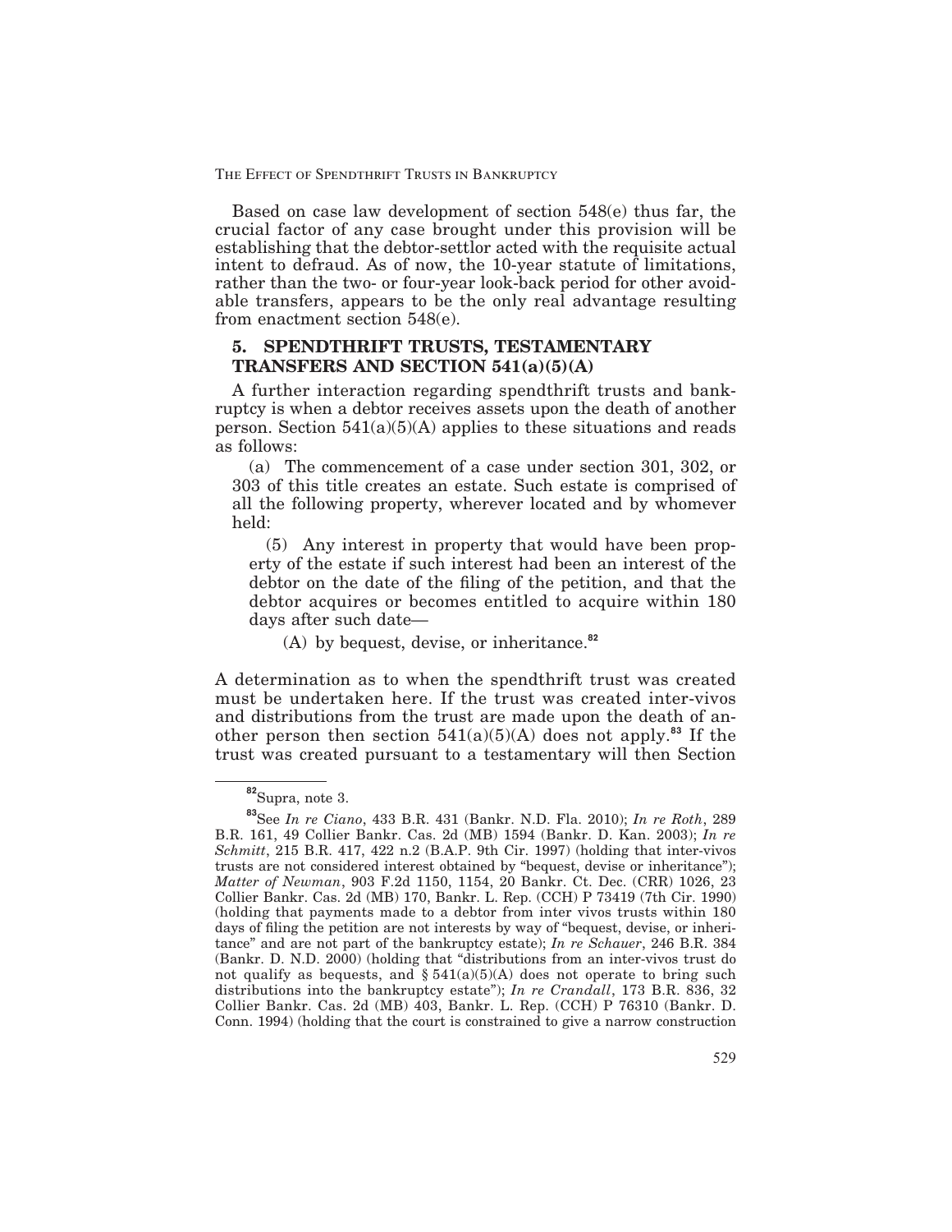Based on case law development of section 548(e) thus far, the crucial factor of any case brought under this provision will be establishing that the debtor-settlor acted with the requisite actual intent to defraud. As of now, the 10-year statute of limitations, rather than the two- or four-year look-back period for other avoidable transfers, appears to be the only real advantage resulting from enactment section 548(e).

## 5. SPENDTHRIFT TRUSTS, TESTAMENTARY TRANSFERS AND SECTION 541(a)(5)(A)

A further interaction regarding spendthrift trusts and bankruptcy is when a debtor receives assets upon the death of another person. Section 541(a)(5)(A) applies to these situations and reads as follows:

> (a) The commencement of a case under section 301, 302, or 303 of this title creates an estate. Such estate is comprised of all the following property, wherever located and by whomever held:
>
> (5) Any interest in property that would have been property of the estate if such interest had been an interest of the debtor on the date of the filing of the petition, and that the debtor acquires or becomes entitled to acquire within 180 days after such date—
>
> (A) by bequest, devise, or inheritance.[82]

A determination as to when the spendthrift trust was created must be undertaken here. If the trust was created inter-vivos and distributions from the trust are made upon the death of another person then section 541(a)(5)(A) does not apply.[83] If the trust was created pursuant to a testamentary will then Section

---

[82] Supra, note 3.

[83] See *In re Ciano*, 433 B.R. 431 (Bankr. N.D. Fla. 2010); *In re Roth*, 289 B.R. 161, 49 Collier Bankr. Cas. 2d (MB) 1594 (Bankr. D. Kan. 2003); *In re Schmitt*, 215 B.R. 417, 422 n.2 (B.A.P. 9th Cir. 1997) (holding that inter-vivos trusts are not considered interest obtained by "bequest, devise or inheritance"); *Matter of Newman*, 903 F.2d 1150, 1154, 20 Bankr. Ct. Dec. (CRR) 1026, 23 Collier Bankr. Cas. 2d (MB) 170, Bankr. L. Rep. (CCH) P 73419 (7th Cir. 1990) (holding that payments made to a debtor from inter vivos trusts within 180 days of filing the petition are not interests by way of "bequest, devise, or inheritance" and are not part of the bankruptcy estate); *In re Schauer*, 246 B.R. 384 (Bankr. D. N.D. 2000) (holding that "distributions from an inter-vivos trust do not qualify as bequests, and § 541(a)(5)(A) does not operate to bring such distributions into the bankruptcy estate"); *In re Crandall*, 173 B.R. 836, 32 Collier Bankr. Cas. 2d (MB) 403, Bankr. L. Rep. (CCH) P 76310 (Bankr. D. Conn. 1994) (holding that the court is constrained to give a narrow construction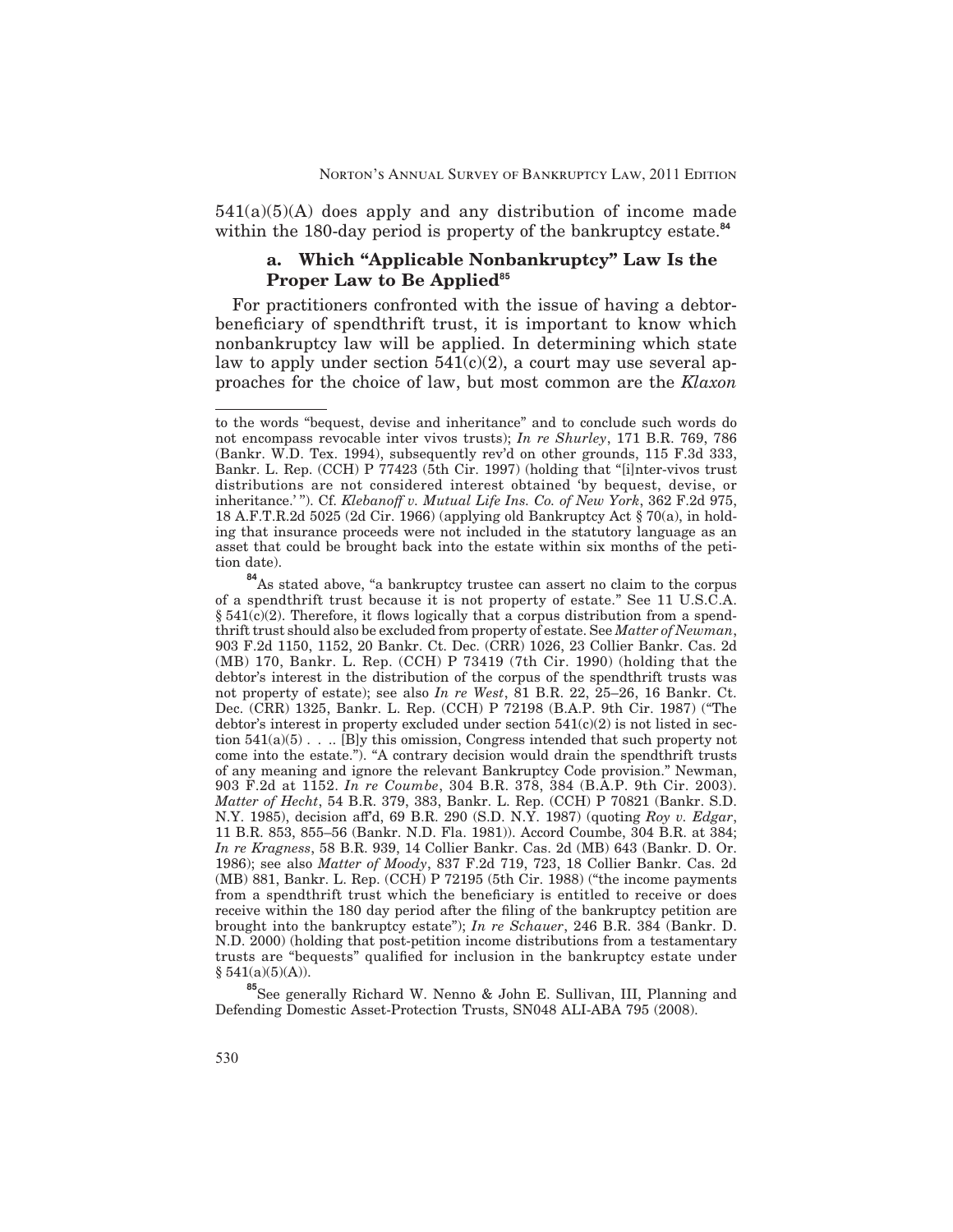541(a)(5)(A) does apply and any distribution of income made within the 180-day period is property of the bankruptcy estate.[84]

### a. Which "Applicable Nonbankruptcy" Law Is the Proper Law to Be Applied[85]

For practitioners confronted with the issue of having a debtor-beneficiary of spendthrift trust, it is important to know which nonbankruptcy law will be applied. In determining which state law to apply under section 541(c)(2), a court may use several approaches for the choice of law, but most common are the *Klaxon*

---

to the words "bequest, devise and inheritance" and to conclude such words do not encompass revocable inter vivos trusts); *In re Shurley*, 171 B.R. 769, 786 (Bankr. W.D. Tex. 1994), subsequently rev'd on other grounds, 115 F.3d 333, Bankr. L. Rep. (CCH) P 77423 (5th Cir. 1997) (holding that "[i]nter-vivos trust distributions are not considered interest obtained 'by bequest, devise, or inheritance.'"). Cf. *Klebanoff v. Mutual Life Ins. Co. of New York*, 362 F.2d 975, 18 A.F.T.R.2d 5025 (2d Cir. 1966) (applying old Bankruptcy Act § 70(a), in holding that insurance proceeds were not included in the statutory language as an asset that could be brought back into the estate within six months of the petition date).

[84] As stated above, "a bankruptcy trustee can assert no claim to the corpus of a spendthrift trust because it is not property of estate." See 11 U.S.C.A. § 541(c)(2). Therefore, it flows logically that a corpus distribution from a spendthrift trust should also be excluded from property of estate. See *Matter of Newman*, 903 F.2d 1150, 1152, 20 Bankr. Ct. Dec. (CRR) 1026, 23 Collier Bankr. Cas. 2d (MB) 170, Bankr. L. Rep. (CCH) P 73419 (7th Cir. 1990) (holding that the debtor's interest in the distribution of the corpus of the spendthrift trusts was not property of estate); see also *In re West*, 81 B.R. 22, 25–26, 16 Bankr. Ct. Dec. (CRR) 1325, Bankr. L. Rep. (CCH) P 72198 (B.A.P. 9th Cir. 1987) ("The debtor's interest in property excluded under section 541(c)(2) is not listed in section 541(a)(5) . . .. [B]y this omission, Congress intended that such property not come into the estate."). "A contrary decision would drain the spendthrift trusts of any meaning and ignore the relevant Bankruptcy Code provision." Newman, 903 F.2d at 1152. *In re Coumbe*, 304 B.R. 378, 384 (B.A.P. 9th Cir. 2003). *Matter of Hecht*, 54 B.R. 379, 383, Bankr. L. Rep. (CCH) P 70821 (Bankr. S.D. N.Y. 1985), decision aff'd, 69 B.R. 290 (S.D. N.Y. 1987) (quoting *Roy v. Edgar*, 11 B.R. 853, 855–56 (Bankr. N.D. Fla. 1981)). Accord Coumbe, 304 B.R. at 384; *In re Kragness*, 58 B.R. 939, 14 Collier Bankr. Cas. 2d (MB) 643 (Bankr. D. Or. 1986); see also *Matter of Moody*, 837 F.2d 719, 723, 18 Collier Bankr. Cas. 2d (MB) 881, Bankr. L. Rep. (CCH) P 72195 (5th Cir. 1988) ("the income payments from a spendthrift trust which the beneficiary is entitled to receive or does receive within the 180 day period after the filing of the bankruptcy petition are brought into the bankruptcy estate"); *In re Schauer*, 246 B.R. 384 (Bankr. D. N.D. 2000) (holding that post-petition income distributions from a testamentary trusts are "bequests" qualified for inclusion in the bankruptcy estate under § 541(a)(5)(A)).

[85] See generally Richard W. Nenno & John E. Sullivan, III, Planning and Defending Domestic Asset-Protection Trusts, SN048 ALI-ABA 795 (2008).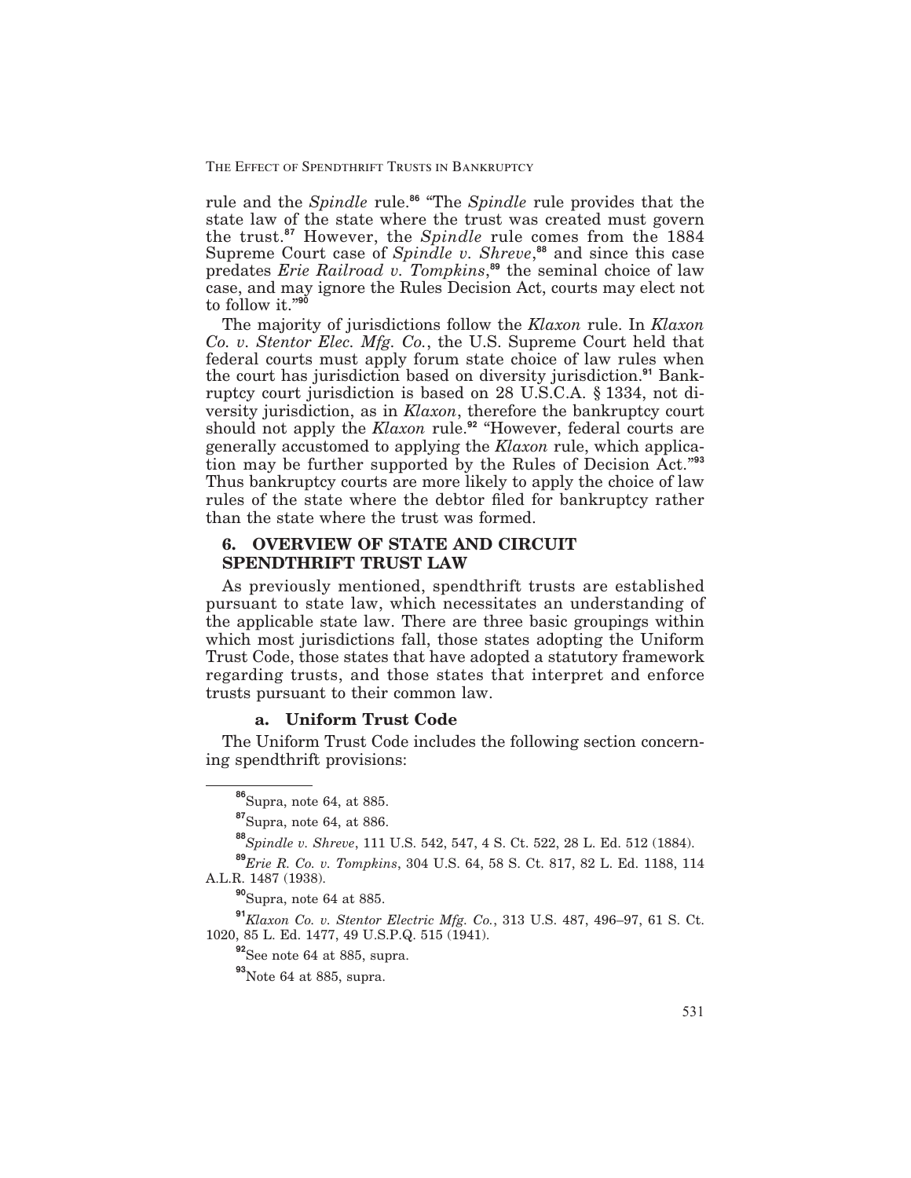rule and the *Spindle* rule.[86] "The *Spindle* rule provides that the state law of the state where the trust was created must govern the trust.[87] However, the *Spindle* rule comes from the 1884 Supreme Court case of *Spindle v. Shreve*,[88] and since this case predates *Erie Railroad v. Tompkins*,[89] the seminal choice of law case, and may ignore the Rules Decision Act, courts may elect not to follow it."[90]

The majority of jurisdictions follow the *Klaxon* rule. In *Klaxon Co. v. Stentor Elec. Mfg. Co.*, the U.S. Supreme Court held that federal courts must apply forum state choice of law rules when the court has jurisdiction based on diversity jurisdiction.[91] Bankruptcy court jurisdiction is based on 28 U.S.C.A. § 1334, not diversity jurisdiction, as in *Klaxon*, therefore the bankruptcy court should not apply the *Klaxon* rule.[92] "However, federal courts are generally accustomed to applying the *Klaxon* rule, which application may be further supported by the Rules of Decision Act."[93] Thus bankruptcy courts are more likely to apply the choice of law rules of the state where the debtor filed for bankruptcy rather than the state where the trust was formed.

## 6. OVERVIEW OF STATE AND CIRCUIT SPENDTHRIFT TRUST LAW

As previously mentioned, spendthrift trusts are established pursuant to state law, which necessitates an understanding of the applicable state law. There are three basic groupings within which most jurisdictions fall, those states adopting the Uniform Trust Code, those states that have adopted a statutory framework regarding trusts, and those states that interpret and enforce trusts pursuant to their common law.

### a. Uniform Trust Code

The Uniform Trust Code includes the following section concerning spendthrift provisions:

---

[86] Supra, note 64, at 885.

[87] Supra, note 64, at 886.

[88] *Spindle v. Shreve*, 111 U.S. 542, 547, 4 S. Ct. 522, 28 L. Ed. 512 (1884).

[89] *Erie R. Co. v. Tompkins*, 304 U.S. 64, 58 S. Ct. 817, 82 L. Ed. 1188, 114 A.L.R. 1487 (1938).

[90] Supra, note 64 at 885.

[91] *Klaxon Co. v. Stentor Electric Mfg. Co.*, 313 U.S. 487, 496–97, 61 S. Ct. 1020, 85 L. Ed. 1477, 49 U.S.P.Q. 515 (1941).

[92] See note 64 at 885, supra.

[93] Note 64 at 885, supra.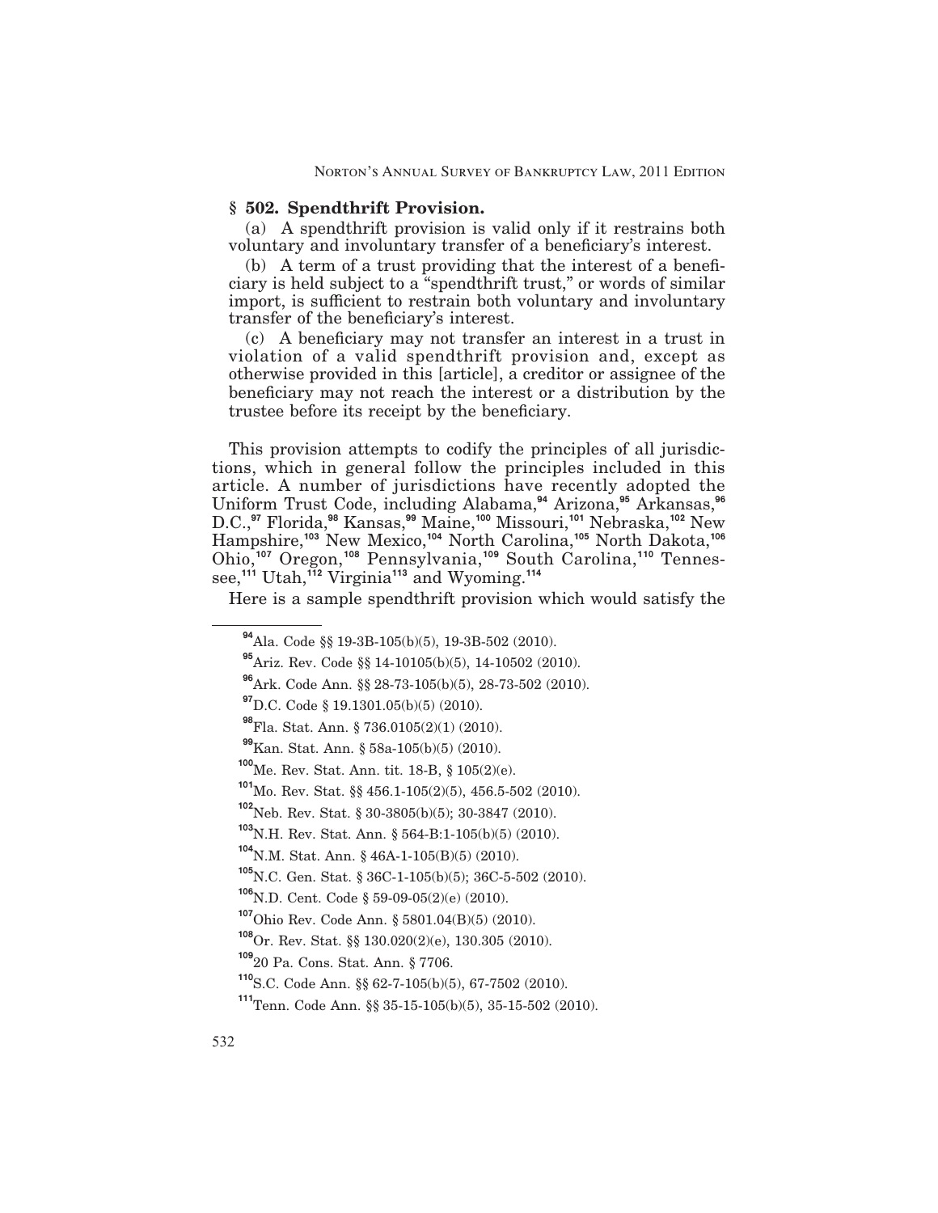### § 502. Spendthrift Provision.

(a) A spendthrift provision is valid only if it restrains both voluntary and involuntary transfer of a beneficiary's interest.

(b) A term of a trust providing that the interest of a beneficiary is held subject to a "spendthrift trust," or words of similar import, is sufficient to restrain both voluntary and involuntary transfer of the beneficiary's interest.

(c) A beneficiary may not transfer an interest in a trust in violation of a valid spendthrift provision and, except as otherwise provided in this [article], a creditor or assignee of the beneficiary may not reach the interest or a distribution by the trustee before its receipt by the beneficiary.

This provision attempts to codify the principles of all jurisdictions, which in general follow the principles included in this article. A number of jurisdictions have recently adopted the Uniform Trust Code, including Alabama,[94] Arizona,[95] Arkansas,[96] D.C.,[97] Florida,[98] Kansas,[99] Maine,[100] Missouri,[101] Nebraska,[102] New Hampshire,[103] New Mexico,[104] North Carolina,[105] North Dakota,[106] Ohio,[107] Oregon,[108] Pennsylvania,[109] South Carolina,[110] Tennessee,[111] Utah,[112] Virginia[113] and Wyoming.[114]

Here is a sample spendthrift provision which would satisfy the

---

[94] Ala. Code §§ 19-3B-105(b)(5), 19-3B-502 (2010).

[95] Ariz. Rev. Code §§ 14-10105(b)(5), 14-10502 (2010).

[96] Ark. Code Ann. §§ 28-73-105(b)(5), 28-73-502 (2010).

[97] D.C. Code § 19.1301.05(b)(5) (2010).

[98] Fla. Stat. Ann. § 736.0105(2)(1) (2010).

[99] Kan. Stat. Ann. § 58a-105(b)(5) (2010).

[100] Me. Rev. Stat. Ann. tit. 18-B, § 105(2)(e).

[101] Mo. Rev. Stat. §§ 456.1-105(2)(5), 456.5-502 (2010).

[102] Neb. Rev. Stat. § 30-3805(b)(5); 30-3847 (2010).

[103] N.H. Rev. Stat. Ann. § 564-B:1-105(b)(5) (2010).

[104] N.M. Stat. Ann. § 46A-1-105(B)(5) (2010).

[105] N.C. Gen. Stat. § 36C-1-105(b)(5); 36C-5-502 (2010).

[106] N.D. Cent. Code § 59-09-05(2)(e) (2010).

[107] Ohio Rev. Code Ann. § 5801.04(B)(5) (2010).

[108] Or. Rev. Stat. §§ 130.020(2)(e), 130.305 (2010).

[109] 20 Pa. Cons. Stat. Ann. § 7706.

[110] S.C. Code Ann. §§ 62-7-105(b)(5), 67-7502 (2010).

[111] Tenn. Code Ann. §§ 35-15-105(b)(5), 35-15-502 (2010).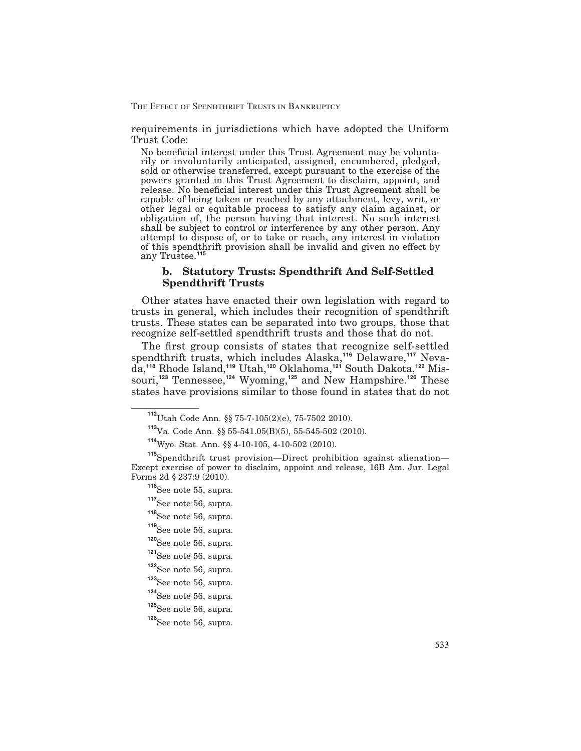requirements in jurisdictions which have adopted the Uniform Trust Code:

> No beneficial interest under this Trust Agreement may be voluntarily or involuntarily anticipated, assigned, encumbered, pledged, sold or otherwise transferred, except pursuant to the exercise of the powers granted in this Trust Agreement to disclaim, appoint, and release. No beneficial interest under this Trust Agreement shall be capable of being taken or reached by any attachment, levy, writ, or other legal or equitable process to satisfy any claim against, or obligation of, the person having that interest. No such interest shall be subject to control or interference by any other person. Any attempt to dispose of, or to take or reach, any interest in violation of this spendthrift provision shall be invalid and given no effect by any Trustee.[115]

#### b. Statutory Trusts: Spendthrift And Self-Settled Spendthrift Trusts

Other states have enacted their own legislation with regard to trusts in general, which includes their recognition of spendthrift trusts. These states can be separated into two groups, those that recognize self-settled spendthrift trusts and those that do not.

The first group consists of states that recognize self-settled spendthrift trusts, which includes Alaska,[116] Delaware,[117] Nevada,[118] Rhode Island,[119] Utah,[120] Oklahoma,[121] South Dakota,[122] Missouri,[123] Tennessee,[124] Wyoming,[125] and New Hampshire.[126] These states have provisions similar to those found in states that do not

---

[112] Utah Code Ann. §§ 75-7-105(2)(e), 75-7502 2010).

[113] Va. Code Ann. §§ 55-541.05(B)(5), 55-545-502 (2010).

[114] Wyo. Stat. Ann. §§ 4-10-105, 4-10-502 (2010).

[115] Spendthrift trust provision—Direct prohibition against alienation—Except exercise of power to disclaim, appoint and release, 16B Am. Jur. Legal Forms 2d § 237:9 (2010).

[116] See note 55, supra.

[117] See note 56, supra.

[118] See note 56, supra.

[119] See note 56, supra.

[120] See note 56, supra.

[121] See note 56, supra.

[122] See note 56, supra.

[123] See note 56, supra.

[124] See note 56, supra.

[125] See note 56, supra.

[126] See note 56, supra.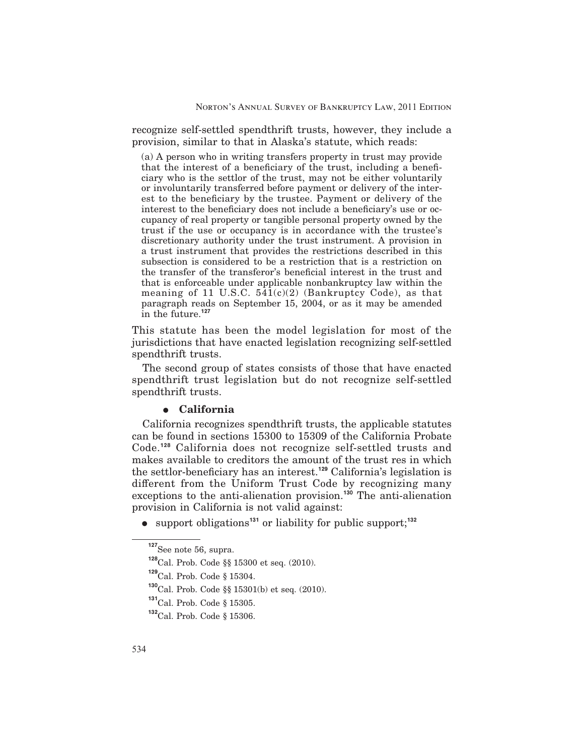recognize self-settled spendthrift trusts, however, they include a provision, similar to that in Alaska's statute, which reads:

> (a) A person who in writing transfers property in trust may provide that the interest of a beneficiary of the trust, including a beneficiary who is the settlor of the trust, may not be either voluntarily or involuntarily transferred before payment or delivery of the interest to the beneficiary by the trustee. Payment or delivery of the interest to the beneficiary does not include a beneficiary's use or occupancy of real property or tangible personal property owned by the trust if the use or occupancy is in accordance with the trustee's discretionary authority under the trust instrument. A provision in a trust instrument that provides the restrictions described in this subsection is considered to be a restriction that is a restriction on the transfer of the transferor's beneficial interest in the trust and that is enforceable under applicable nonbankruptcy law within the meaning of 11 U.S.C. 541(c)(2) (Bankruptcy Code), as that paragraph reads on September 15, 2004, or as it may be amended in the future.[127]

This statute has been the model legislation for most of the jurisdictions that have enacted legislation recognizing self-settled spendthrift trusts.

The second group of states consists of those that have enacted spendthrift trust legislation but do not recognize self-settled spendthrift trusts.

- **California**

California recognizes spendthrift trusts, the applicable statutes can be found in sections 15300 to 15309 of the California Probate Code.[128] California does not recognize self-settled trusts and makes available to creditors the amount of the trust res in which the settlor-beneficiary has an interest.[129] California's legislation is different from the Uniform Trust Code by recognizing many exceptions to the anti-alienation provision.[130] The anti-alienation provision in California is not valid against:

- support obligations[131] or liability for public support;[132]

---

[127] See note 56, supra.

[128] Cal. Prob. Code §§ 15300 et seq. (2010).

[129] Cal. Prob. Code § 15304.

[130] Cal. Prob. Code §§ 15301(b) et seq. (2010).

[131] Cal. Prob. Code § 15305.

[132] Cal. Prob. Code § 15306.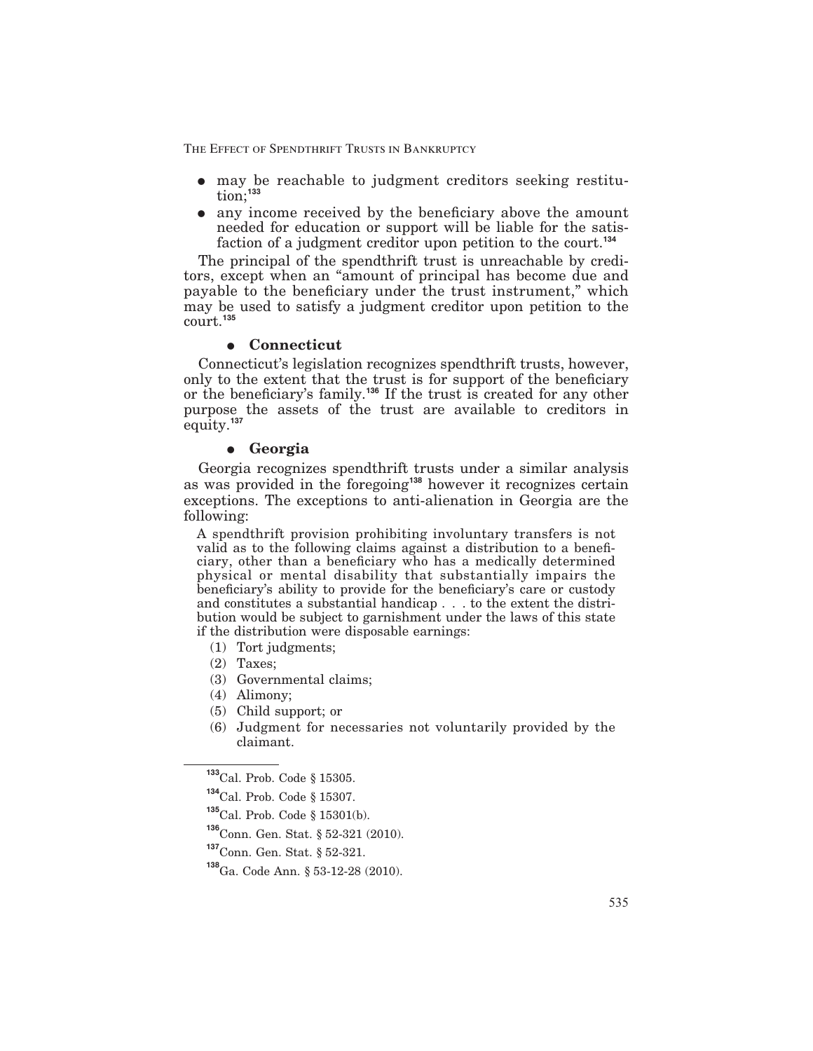- may be reachable to judgment creditors seeking restitution;[133]
- any income received by the beneficiary above the amount needed for education or support will be liable for the satisfaction of a judgment creditor upon petition to the court.[134]

The principal of the spendthrift trust is unreachable by creditors, except when an "amount of principal has become due and payable to the beneficiary under the trust instrument," which may be used to satisfy a judgment creditor upon petition to the court.[135]

- **Connecticut**

Connecticut's legislation recognizes spendthrift trusts, however, only to the extent that the trust is for support of the beneficiary or the beneficiary's family.[136] If the trust is created for any other purpose the assets of the trust are available to creditors in equity.[137]

- **Georgia**

Georgia recognizes spendthrift trusts under a similar analysis as was provided in the foregoing[138] however it recognizes certain exceptions. The exceptions to anti-alienation in Georgia are the following:

> A spendthrift provision prohibiting involuntary transfers is not valid as to the following claims against a distribution to a beneficiary, other than a beneficiary who has a medically determined physical or mental disability that substantially impairs the beneficiary's ability to provide for the beneficiary's care or custody and constitutes a substantial handicap . . . to the extent the distribution would be subject to garnishment under the laws of this state if the distribution were disposable earnings:
>
> (1) Tort judgments;
> (2) Taxes;
> (3) Governmental claims;
> (4) Alimony;
> (5) Child support; or
> (6) Judgment for necessaries not voluntarily provided by the claimant.

---

[133] Cal. Prob. Code § 15305.

[134] Cal. Prob. Code § 15307.

[135] Cal. Prob. Code § 15301(b).

[136] Conn. Gen. Stat. § 52-321 (2010).

[137] Conn. Gen. Stat. § 52-321.

[138] Ga. Code Ann. § 53-12-28 (2010).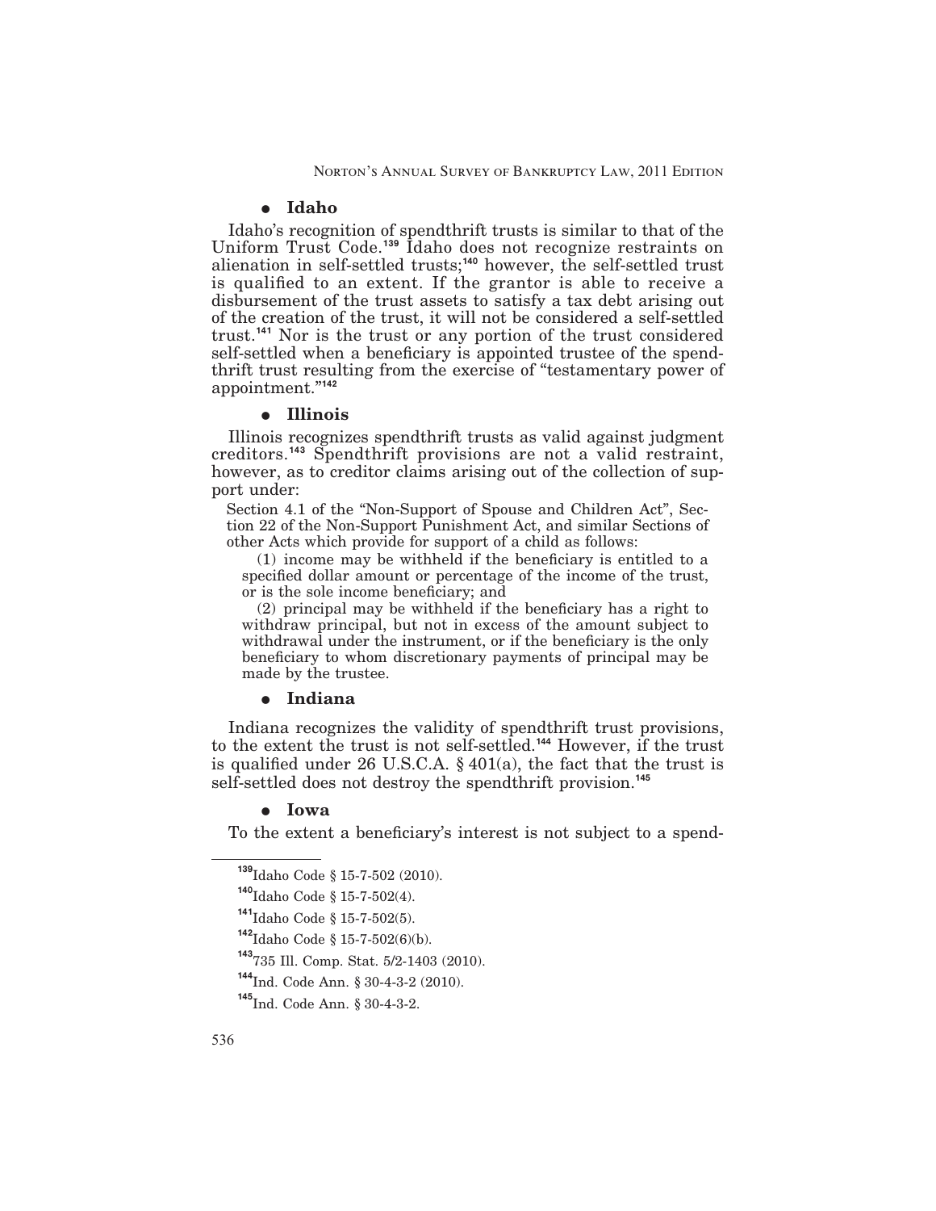- **Idaho**

Idaho's recognition of spendthrift trusts is similar to that of the Uniform Trust Code.[139] Idaho does not recognize restraints on alienation in self-settled trusts;[140] however, the self-settled trust is qualified to an extent. If the grantor is able to receive a disbursement of the trust assets to satisfy a tax debt arising out of the creation of the trust, it will not be considered a self-settled trust.[141] Nor is the trust or any portion of the trust considered self-settled when a beneficiary is appointed trustee of the spendthrift trust resulting from the exercise of "testamentary power of appointment."[142]

- **Illinois**

Illinois recognizes spendthrift trusts as valid against judgment creditors.[143] Spendthrift provisions are not a valid restraint, however, as to creditor claims arising out of the collection of support under:

> Section 4.1 of the "Non-Support of Spouse and Children Act", Section 22 of the Non-Support Punishment Act, and similar Sections of other Acts which provide for support of a child as follows:
>
> (1) income may be withheld if the beneficiary is entitled to a specified dollar amount or percentage of the income of the trust, or is the sole income beneficiary; and
>
> (2) principal may be withheld if the beneficiary has a right to withdraw principal, but not in excess of the amount subject to withdrawal under the instrument, or if the beneficiary is the only beneficiary to whom discretionary payments of principal may be made by the trustee.

- **Indiana**

Indiana recognizes the validity of spendthrift trust provisions, to the extent the trust is not self-settled.[144] However, if the trust is qualified under 26 U.S.C.A. § 401(a), the fact that the trust is self-settled does not destroy the spendthrift provision.[145]

- **Iowa**

To the extent a beneficiary's interest is not subject to a spend-

---

[139] Idaho Code § 15-7-502 (2010).

[140] Idaho Code § 15-7-502(4).

[141] Idaho Code § 15-7-502(5).

[142] Idaho Code § 15-7-502(6)(b).

[143] 735 Ill. Comp. Stat. 5/2-1403 (2010).

[144] Ind. Code Ann. § 30-4-3-2 (2010).

[145] Ind. Code Ann. § 30-4-3-2.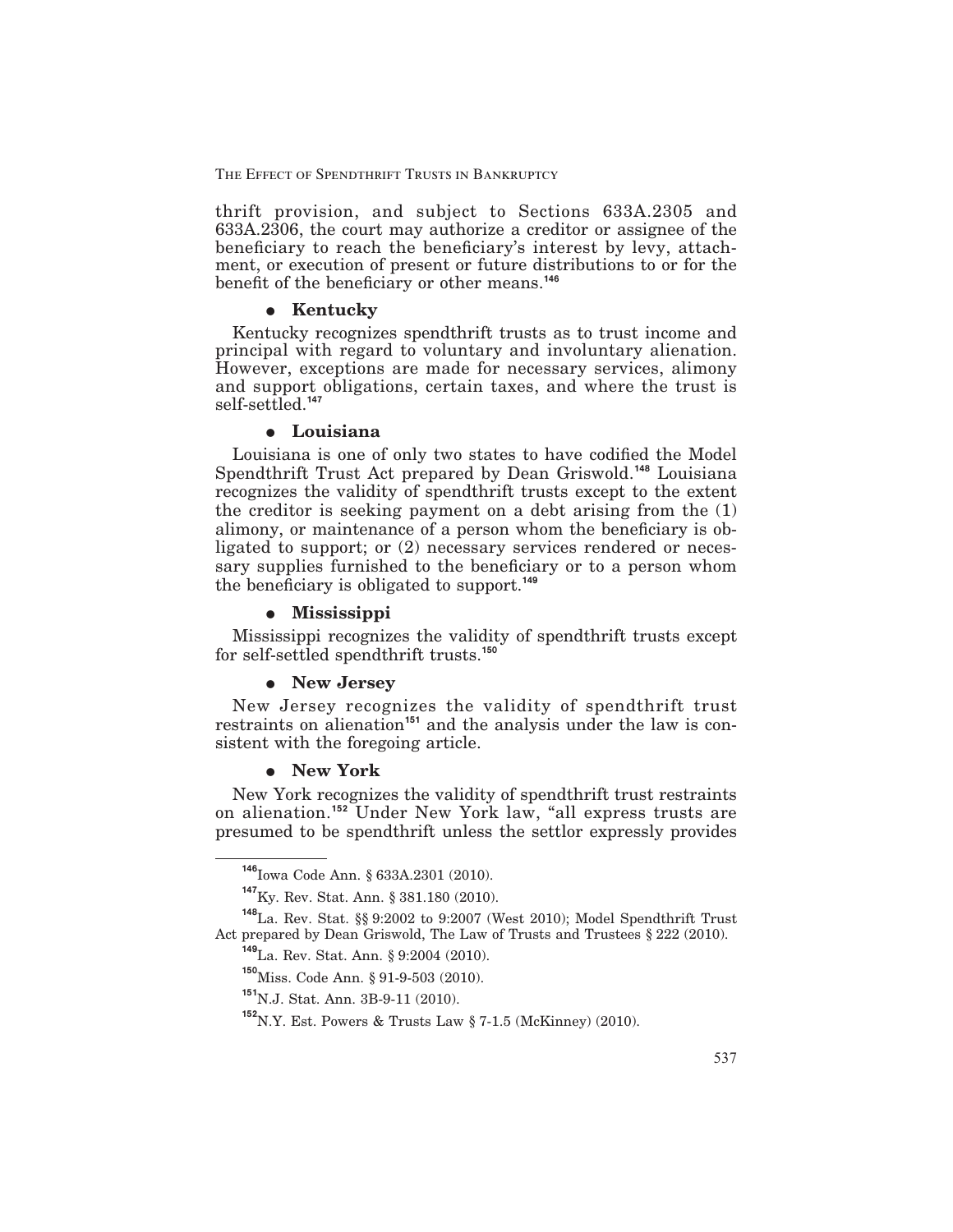thrift provision, and subject to Sections 633A.2305 and 633A.2306, the court may authorize a creditor or assignee of the beneficiary to reach the beneficiary's interest by levy, attachment, or execution of present or future distributions to or for the benefit of the beneficiary or other means.[146]

- **Kentucky**

Kentucky recognizes spendthrift trusts as to trust income and principal with regard to voluntary and involuntary alienation. However, exceptions are made for necessary services, alimony and support obligations, certain taxes, and where the trust is self-settled.[147]

- **Louisiana**

Louisiana is one of only two states to have codified the Model Spendthrift Trust Act prepared by Dean Griswold.[148] Louisiana recognizes the validity of spendthrift trusts except to the extent the creditor is seeking payment on a debt arising from the (1) alimony, or maintenance of a person whom the beneficiary is obligated to support; or (2) necessary services rendered or necessary supplies furnished to the beneficiary or to a person whom the beneficiary is obligated to support.[149]

- **Mississippi**

Mississippi recognizes the validity of spendthrift trusts except for self-settled spendthrift trusts.[150]

- **New Jersey**

New Jersey recognizes the validity of spendthrift trust restraints on alienation[151] and the analysis under the law is consistent with the foregoing article.

- **New York**

New York recognizes the validity of spendthrift trust restraints on alienation.[152] Under New York law, "all express trusts are presumed to be spendthrift unless the settlor expressly provides

---

[146] Iowa Code Ann. § 633A.2301 (2010).

[147] Ky. Rev. Stat. Ann. § 381.180 (2010).

[148] La. Rev. Stat. §§ 9:2002 to 9:2007 (West 2010); Model Spendthrift Trust Act prepared by Dean Griswold, The Law of Trusts and Trustees § 222 (2010).

[149] La. Rev. Stat. Ann. § 9:2004 (2010).

[150] Miss. Code Ann. § 91-9-503 (2010).

[151] N.J. Stat. Ann. 3B-9-11 (2010).

[152] N.Y. Est. Powers & Trusts Law § 7-1.5 (McKinney) (2010).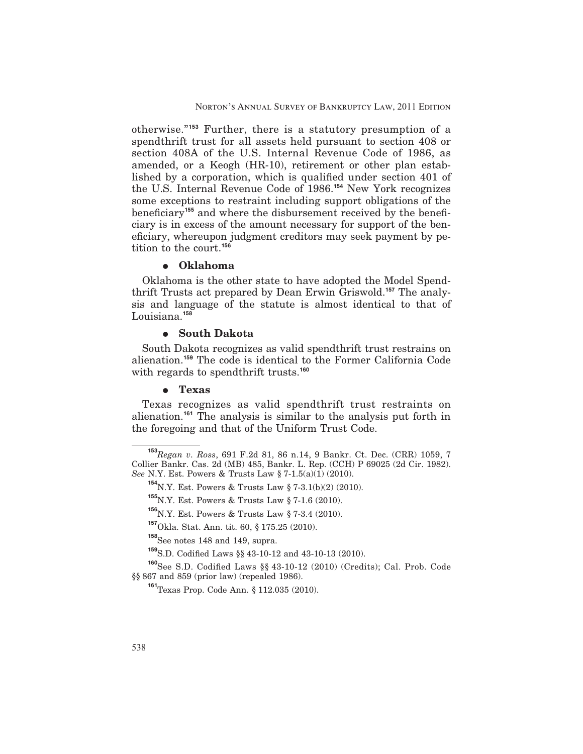otherwise."[153] Further, there is a statutory presumption of a spendthrift trust for all assets held pursuant to section 408 or section 408A of the U.S. Internal Revenue Code of 1986, as amended, or a Keogh (HR-10), retirement or other plan established by a corporation, which is qualified under section 401 of the U.S. Internal Revenue Code of 1986.[154] New York recognizes some exceptions to restraint including support obligations of the beneficiary[155] and where the disbursement received by the beneficiary is in excess of the amount necessary for support of the beneficiary, whereupon judgment creditors may seek payment by petition to the court.[156]

- **Oklahoma**

Oklahoma is the other state to have adopted the Model Spendthrift Trusts act prepared by Dean Erwin Griswold.[157] The analysis and language of the statute is almost identical to that of Louisiana.[158]

- **South Dakota**

South Dakota recognizes as valid spendthrift trust restrains on alienation.[159] The code is identical to the Former California Code with regards to spendthrift trusts.[160]

- **Texas**

Texas recognizes as valid spendthrift trust restraints on alienation.[161] The analysis is similar to the analysis put forth in the foregoing and that of the Uniform Trust Code.

---

[153] *Regan v. Ross*, 691 F.2d 81, 86 n.14, 9 Bankr. Ct. Dec. (CRR) 1059, 7 Collier Bankr. Cas. 2d (MB) 485, Bankr. L. Rep. (CCH) P 69025 (2d Cir. 1982). *See* N.Y. Est. Powers & Trusts Law § 7-1.5(a)(1) (2010).

[154] N.Y. Est. Powers & Trusts Law § 7-3.1(b)(2) (2010).

[155] N.Y. Est. Powers & Trusts Law § 7-1.6 (2010).

[156] N.Y. Est. Powers & Trusts Law § 7-3.4 (2010).

[157] Okla. Stat. Ann. tit. 60, § 175.25 (2010).

[158] See notes 148 and 149, supra.

[159] S.D. Codified Laws §§ 43-10-12 and 43-10-13 (2010).

[160] See S.D. Codified Laws §§ 43-10-12 (2010) (Credits); Cal. Prob. Code §§ 867 and 859 (prior law) (repealed 1986).

[161] Texas Prop. Code Ann. § 112.035 (2010).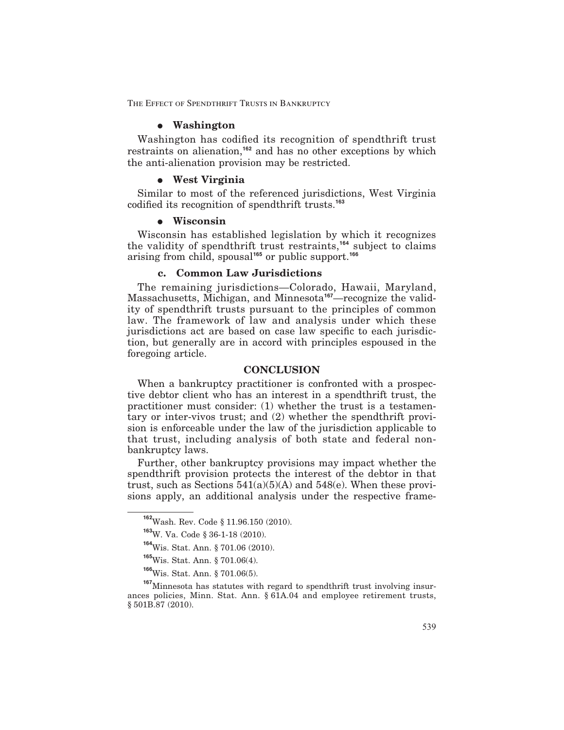- **Washington**

Washington has codified its recognition of spendthrift trust restraints on alienation,[162] and has no other exceptions by which the anti-alienation provision may be restricted.

- **West Virginia**

Similar to most of the referenced jurisdictions, West Virginia codified its recognition of spendthrift trusts.[163]

- **Wisconsin**

Wisconsin has established legislation by which it recognizes the validity of spendthrift trust restraints,[164] subject to claims arising from child, spousal[165] or public support.[166]

### c. Common Law Jurisdictions

The remaining jurisdictions—Colorado, Hawaii, Maryland, Massachusetts, Michigan, and Minnesota[167]—recognize the validity of spendthrift trusts pursuant to the principles of common law. The framework of law and analysis under which these jurisdictions act are based on case law specific to each jurisdiction, but generally are in accord with principles espoused in the foregoing article.

## CONCLUSION

When a bankruptcy practitioner is confronted with a prospective debtor client who has an interest in a spendthrift trust, the practitioner must consider: (1) whether the trust is a testamentary or inter-vivos trust; and (2) whether the spendthrift provision is enforceable under the law of the jurisdiction applicable to that trust, including analysis of both state and federal nonbankruptcy laws.

Further, other bankruptcy provisions may impact whether the spendthrift provision protects the interest of the debtor in that trust, such as Sections 541(a)(5)(A) and 548(e). When these provisions apply, an additional analysis under the respective frame-

---

[162] Wash. Rev. Code § 11.96.150 (2010).

[163] W. Va. Code § 36-1-18 (2010).

[164] Wis. Stat. Ann. § 701.06 (2010).

[165] Wis. Stat. Ann. § 701.06(4).

[166] Wis. Stat. Ann. § 701.06(5).

[167] Minnesota has statutes with regard to spendthrift trust involving insurances policies, Minn. Stat. Ann. § 61A.04 and employee retirement trusts, § 501B.87 (2010).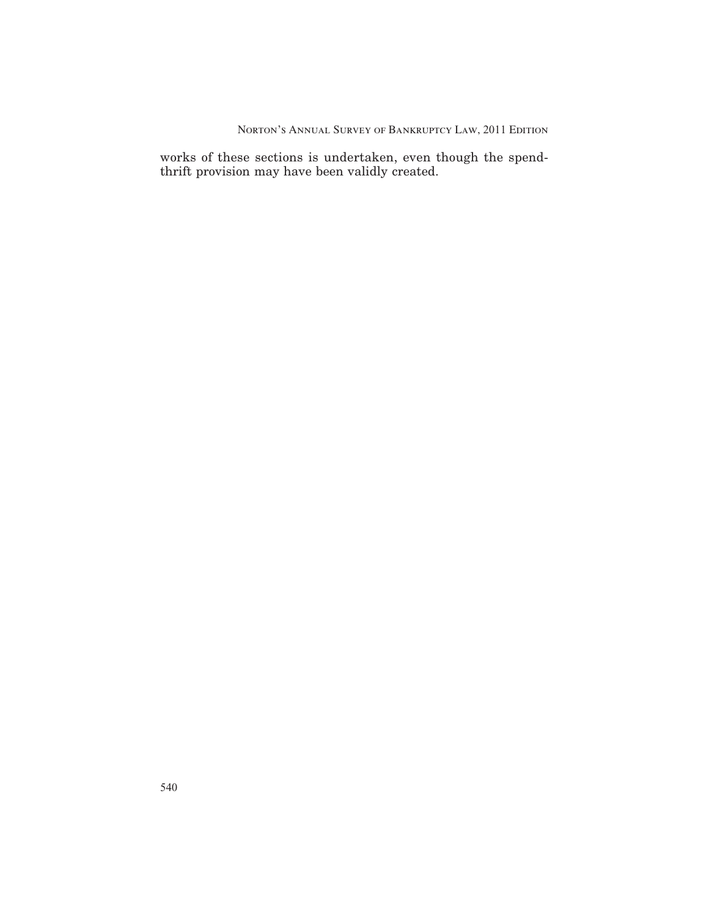works of these sections is undertaken, even though the spendthrift provision may have been validly created.